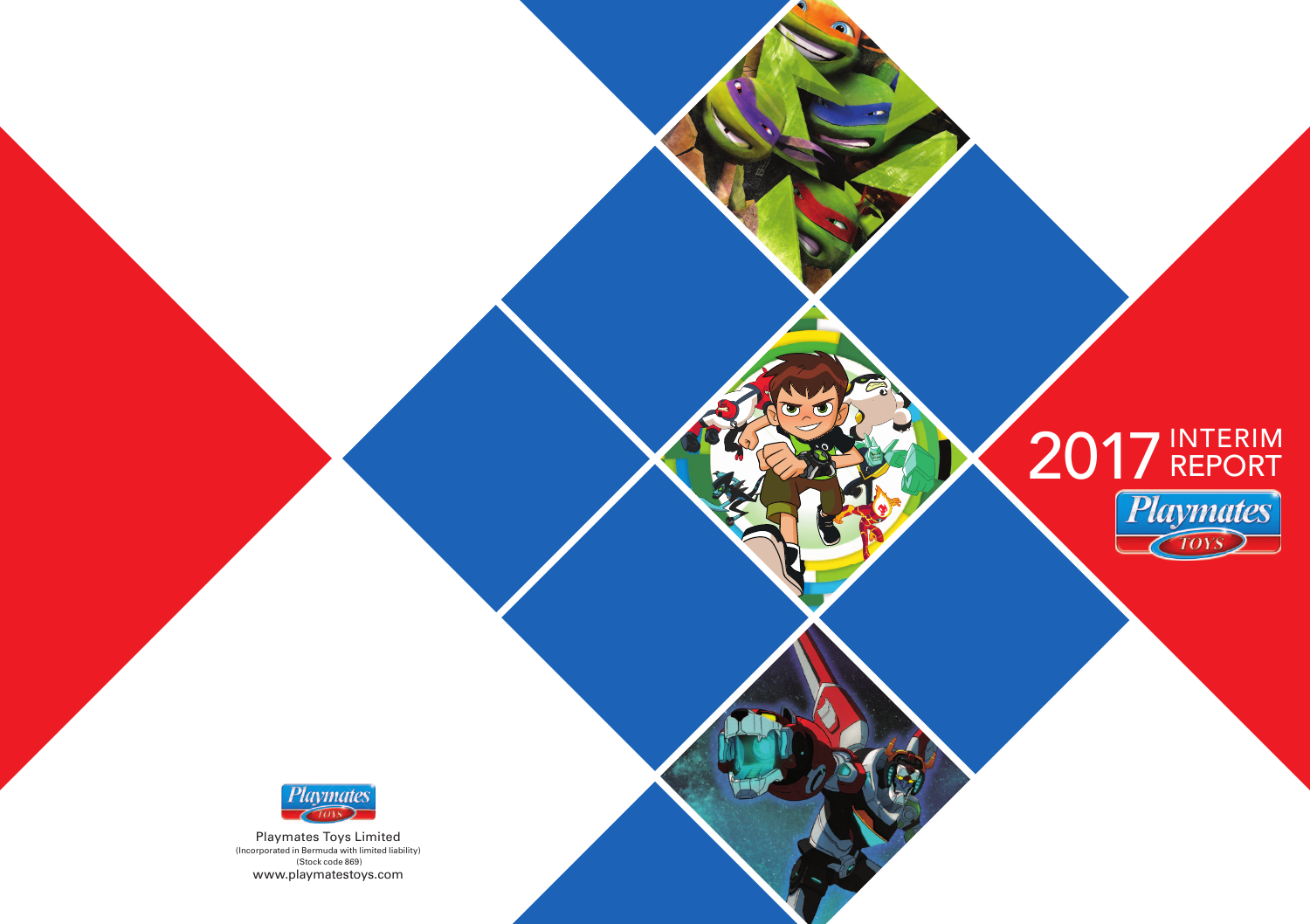# 2017 INTERIM REPORT

Playmates TOYS

Playmates TOYS

Playmates Toys Limited
(Incorporated in Bermuda with limited liability)
(Stock code 869)
www.playmatestoys.com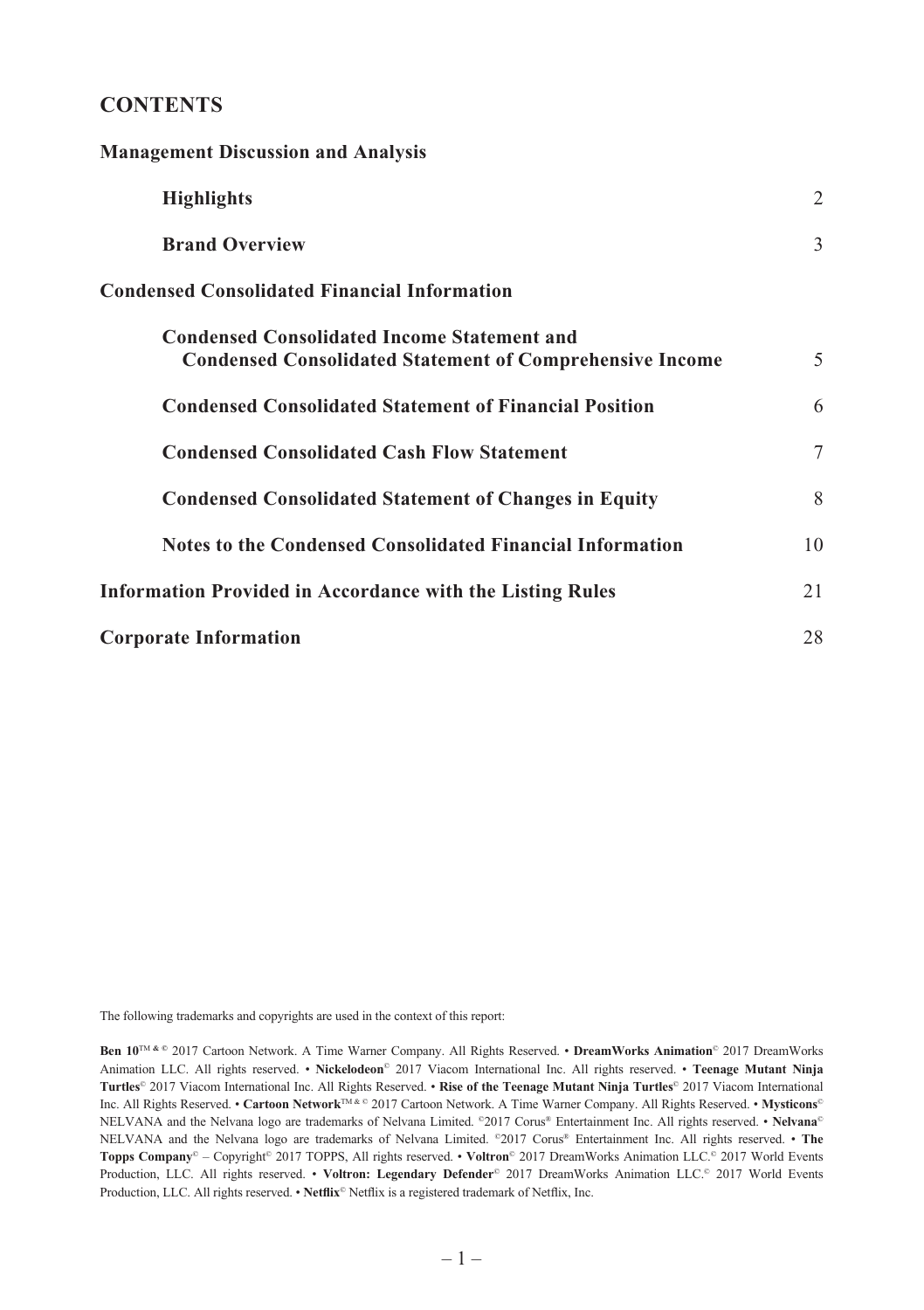# CONTENTS

## Management Discussion and Analysis

| | |
|---|---|
| **Highlights** | 2 |
| **Brand Overview** | 3 |

## Condensed Consolidated Financial Information

| | |
|---|---|
| **Condensed Consolidated Income Statement and Condensed Consolidated Statement of Comprehensive Income** | 5 |
| **Condensed Consolidated Statement of Financial Position** | 6 |
| **Condensed Consolidated Cash Flow Statement** | 7 |
| **Condensed Consolidated Statement of Changes in Equity** | 8 |
| **Notes to the Condensed Consolidated Financial Information** | 10 |

| | |
|---|---|
| **Information Provided in Accordance with the Listing Rules** | 21 |
| **Corporate Information** | 28 |

The following trademarks and copyrights are used in the context of this report:

**Ben 10**™ & © 2017 Cartoon Network. A Time Warner Company. All Rights Reserved. • **DreamWorks Animation**© 2017 DreamWorks Animation LLC. All rights reserved. • **Nickelodeon**© 2017 Viacom International Inc. All rights reserved. • **Teenage Mutant Ninja Turtles**© 2017 Viacom International Inc. All Rights Reserved. • **Rise of the Teenage Mutant Ninja Turtles**© 2017 Viacom International Inc. All Rights Reserved. • **Cartoon Network**™ & © 2017 Cartoon Network. A Time Warner Company. All Rights Reserved. • **Mysticons**© NELVANA and the Nelvana logo are trademarks of Nelvana Limited. ©2017 Corus® Entertainment Inc. All rights reserved. • **Nelvana**© NELVANA and the Nelvana logo are trademarks of Nelvana Limited. ©2017 Corus® Entertainment Inc. All rights reserved. • **The Topps Company**© – Copyright© 2017 TOPPS, All rights reserved. • **Voltron**© 2017 DreamWorks Animation LLC.© 2017 World Events Production, LLC. All rights reserved. • **Voltron: Legendary Defender**© 2017 DreamWorks Animation LLC.© 2017 World Events Production, LLC. All rights reserved. • **Netflix**© Netflix is a registered trademark of Netflix, Inc.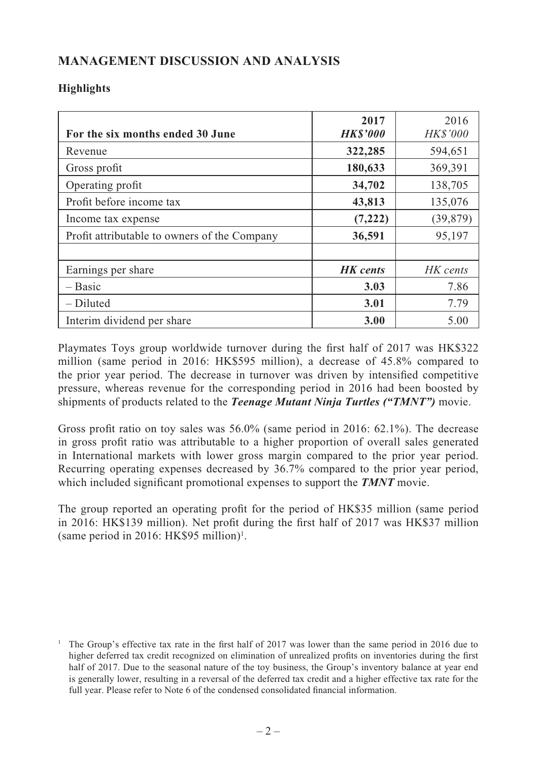## MANAGEMENT DISCUSSION AND ANALYSIS

### Highlights

| For the six months ended 30 June | **2017** ***HK$'000*** | 2016 *HK$'000* |
|---|---|---|
| Revenue | **322,285** | 594,651 |
| Gross profit | **180,633** | 369,391 |
| Operating profit | **34,702** | 138,705 |
| Profit before income tax | **43,813** | 135,076 |
| Income tax expense | **(7,222)** | (39,879) |
| Profit attributable to owners of the Company | **36,591** | 95,197 |
| | | |
| Earnings per share | ***HK cents*** | *HK cents* |
| – Basic | **3.03** | 7.86 |
| – Diluted | **3.01** | 7.79 |
| Interim dividend per share | **3.00** | 5.00 |

Playmates Toys group worldwide turnover during the first half of 2017 was HK$322 million (same period in 2016: HK$595 million), a decrease of 45.8% compared to the prior year period. The decrease in turnover was driven by intensified competitive pressure, whereas revenue for the corresponding period in 2016 had been boosted by shipments of products related to the ***Teenage Mutant Ninja Turtles ("TMNT")*** movie.

Gross profit ratio on toy sales was 56.0% (same period in 2016: 62.1%). The decrease in gross profit ratio was attributable to a higher proportion of overall sales generated in International markets with lower gross margin compared to the prior year period. Recurring operating expenses decreased by 36.7% compared to the prior year period, which included significant promotional expenses to support the ***TMNT*** movie.

The group reported an operating profit for the period of HK$35 million (same period in 2016: HK$139 million). Net profit during the first half of 2017 was HK$37 million (same period in 2016: HK$95 million)[1].

[1] The Group's effective tax rate in the first half of 2017 was lower than the same period in 2016 due to higher deferred tax credit recognized on elimination of unrealized profits on inventories during the first half of 2017. Due to the seasonal nature of the toy business, the Group's inventory balance at year end is generally lower, resulting in a reversal of the deferred tax credit and a higher effective tax rate for the full year. Please refer to Note 6 of the condensed consolidated financial information.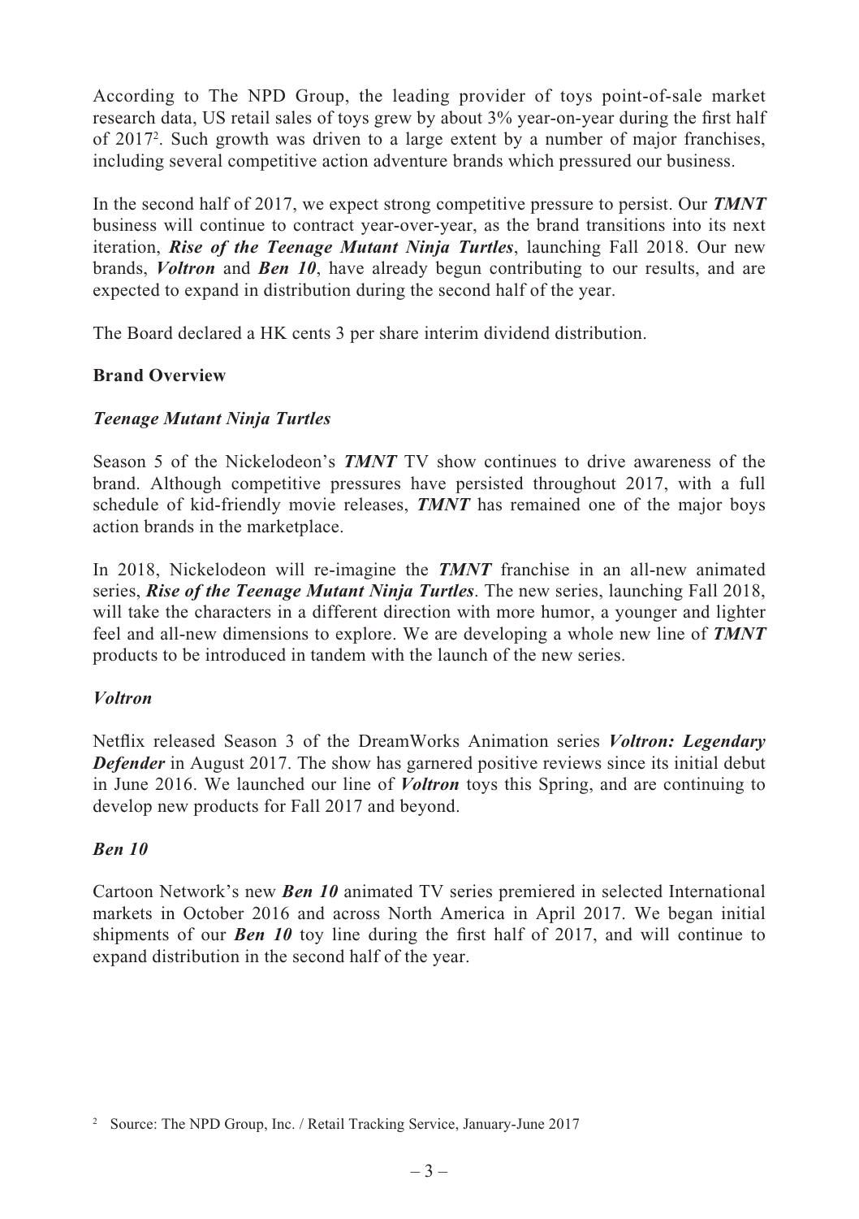According to The NPD Group, the leading provider of toys point-of-sale market research data, US retail sales of toys grew by about 3% year-on-year during the first half of 2017[2]. Such growth was driven to a large extent by a number of major franchises, including several competitive action adventure brands which pressured our business.

In the second half of 2017, we expect strong competitive pressure to persist. Our ***TMNT*** business will continue to contract year-over-year, as the brand transitions into its next iteration, ***Rise of the Teenage Mutant Ninja Turtles***, launching Fall 2018. Our new brands, ***Voltron*** and ***Ben 10***, have already begun contributing to our results, and are expected to expand in distribution during the second half of the year.

The Board declared a HK cents 3 per share interim dividend distribution.

## Brand Overview

### *Teenage Mutant Ninja Turtles*

Season 5 of the Nickelodeon's ***TMNT*** TV show continues to drive awareness of the brand. Although competitive pressures have persisted throughout 2017, with a full schedule of kid-friendly movie releases, ***TMNT*** has remained one of the major boys action brands in the marketplace.

In 2018, Nickelodeon will re-imagine the ***TMNT*** franchise in an all-new animated series, ***Rise of the Teenage Mutant Ninja Turtles***. The new series, launching Fall 2018, will take the characters in a different direction with more humor, a younger and lighter feel and all-new dimensions to explore. We are developing a whole new line of ***TMNT*** products to be introduced in tandem with the launch of the new series.

### *Voltron*

Netflix released Season 3 of the DreamWorks Animation series ***Voltron: Legendary Defender*** in August 2017. The show has garnered positive reviews since its initial debut in June 2016. We launched our line of ***Voltron*** toys this Spring, and are continuing to develop new products for Fall 2017 and beyond.

### *Ben 10*

Cartoon Network's new ***Ben 10*** animated TV series premiered in selected International markets in October 2016 and across North America in April 2017. We began initial shipments of our ***Ben 10*** toy line during the first half of 2017, and will continue to expand distribution in the second half of the year.

[2] Source: The NPD Group, Inc. / Retail Tracking Service, January-June 2017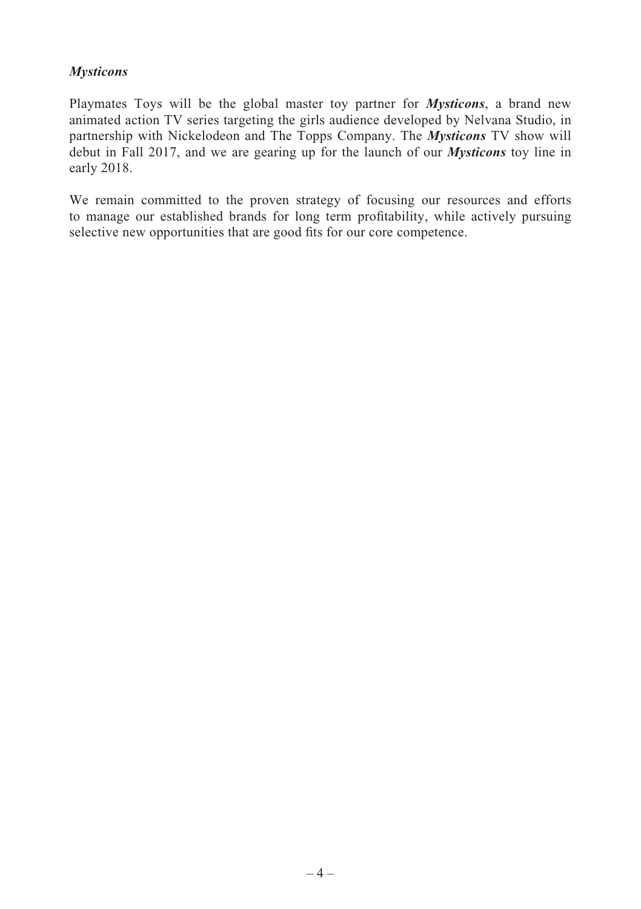### *Mysticons*

Playmates Toys will be the global master toy partner for ***Mysticons***, a brand new animated action TV series targeting the girls audience developed by Nelvana Studio, in partnership with Nickelodeon and The Topps Company. The ***Mysticons*** TV show will debut in Fall 2017, and we are gearing up for the launch of our ***Mysticons*** toy line in early 2018.

We remain committed to the proven strategy of focusing our resources and efforts to manage our established brands for long term profitability, while actively pursuing selective new opportunities that are good fits for our core competence.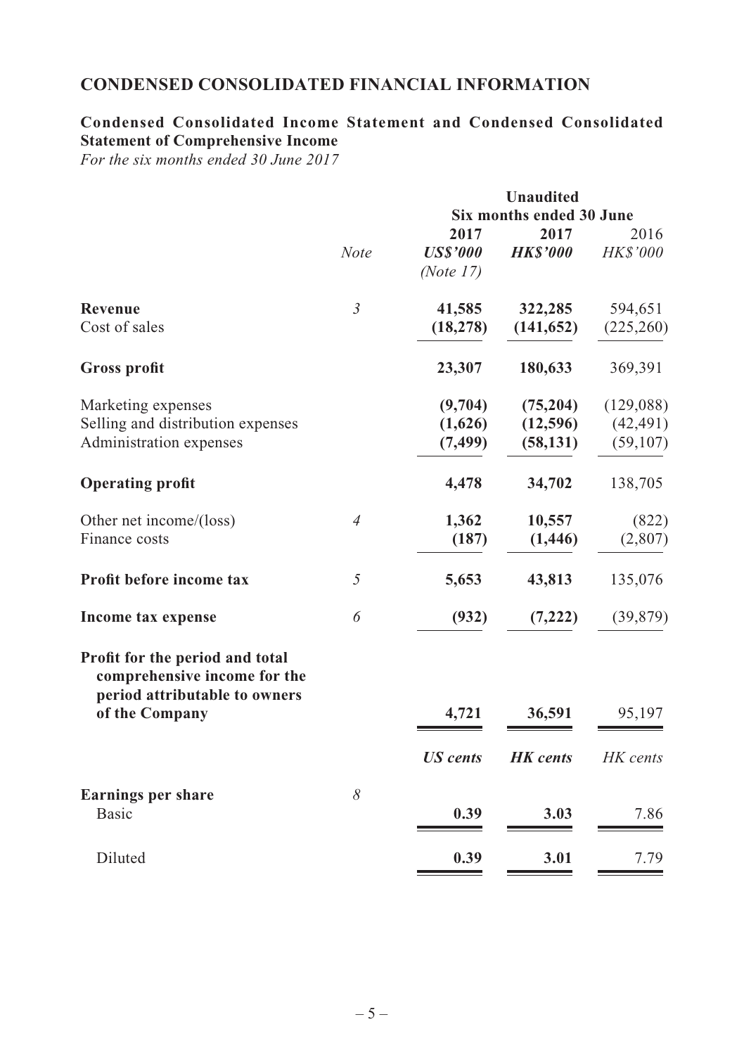# CONDENSED CONSOLIDATED FINANCIAL INFORMATION

## Condensed Consolidated Income Statement and Condensed Consolidated Statement of Comprehensive Income

*For the six months ended 30 June 2017*

| | Note | Unaudited | | |
|---|---|---|---|---|
| | | Six months ended 30 June | | |
| | | 2017 | 2017 | 2016 |
| | | ***US$'000*** | ***HK$'000*** | *HK$'000* |
| | | *(Note 17)* | | |
| **Revenue** | *3* | **41,585** | **322,285** | 594,651 |
| Cost of sales | | **(18,278)** | **(141,652)** | (225,260) |
| **Gross profit** | | **23,307** | **180,633** | 369,391 |
| Marketing expenses | | **(9,704)** | **(75,204)** | (129,088) |
| Selling and distribution expenses | | **(1,626)** | **(12,596)** | (42,491) |
| Administration expenses | | **(7,499)** | **(58,131)** | (59,107) |
| **Operating profit** | | **4,478** | **34,702** | 138,705 |
| Other net income/(loss) | *4* | **1,362** | **10,557** | (822) |
| Finance costs | | **(187)** | **(1,446)** | (2,807) |
| **Profit before income tax** | *5* | **5,653** | **43,813** | 135,076 |
| **Income tax expense** | *6* | **(932)** | **(7,222)** | (39,879) |
| **Profit for the period and total comprehensive income for the period attributable to owners of the Company** | | **4,721** | **36,591** | 95,197 |
| | | ***US cents*** | ***HK cents*** | *HK cents* |
| **Earnings per share** | *8* | | | |
| Basic | | **0.39** | **3.03** | 7.86 |
| Diluted | | **0.39** | **3.01** | 7.79 |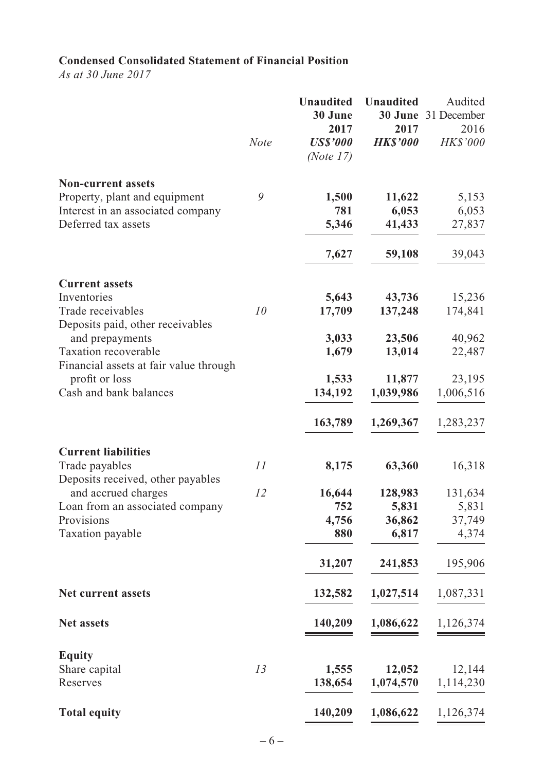**Condensed Consolidated Statement of Financial Position**

*As at 30 June 2017*

| | *Note* | **Unaudited 30 June 2017 *US$'000* (Note 17)** | **Unaudited 30 June 2017 *HK$'000*** | Audited 31 December 2016 *HK$'000* |
|---|---|---|---|---|
| **Non-current assets** | | | | |
| Property, plant and equipment | 9 | **1,500** | **11,622** | 5,153 |
| Interest in an associated company | | **781** | **6,053** | 6,053 |
| Deferred tax assets | | **5,346** | **41,433** | 27,837 |
| | | **7,627** | **59,108** | 39,043 |
| **Current assets** | | | | |
| Inventories | | **5,643** | **43,736** | 15,236 |
| Trade receivables | 10 | **17,709** | **137,248** | 174,841 |
| Deposits paid, other receivables and prepayments | | **3,033** | **23,506** | 40,962 |
| Taxation recoverable | | **1,679** | **13,014** | 22,487 |
| Financial assets at fair value through profit or loss | | **1,533** | **11,877** | 23,195 |
| Cash and bank balances | | **134,192** | **1,039,986** | 1,006,516 |
| | | **163,789** | **1,269,367** | 1,283,237 |
| **Current liabilities** | | | | |
| Trade payables | 11 | **8,175** | **63,360** | 16,318 |
| Deposits received, other payables and accrued charges | 12 | **16,644** | **128,983** | 131,634 |
| Loan from an associated company | | **752** | **5,831** | 5,831 |
| Provisions | | **4,756** | **36,862** | 37,749 |
| Taxation payable | | **880** | **6,817** | 4,374 |
| | | **31,207** | **241,853** | 195,906 |
| **Net current assets** | | **132,582** | **1,027,514** | 1,087,331 |
| **Net assets** | | **140,209** | **1,086,622** | 1,126,374 |
| **Equity** | | | | |
| Share capital | 13 | **1,555** | **12,052** | 12,144 |
| Reserves | | **138,654** | **1,074,570** | 1,114,230 |
| **Total equity** | | **140,209** | **1,086,622** | 1,126,374 |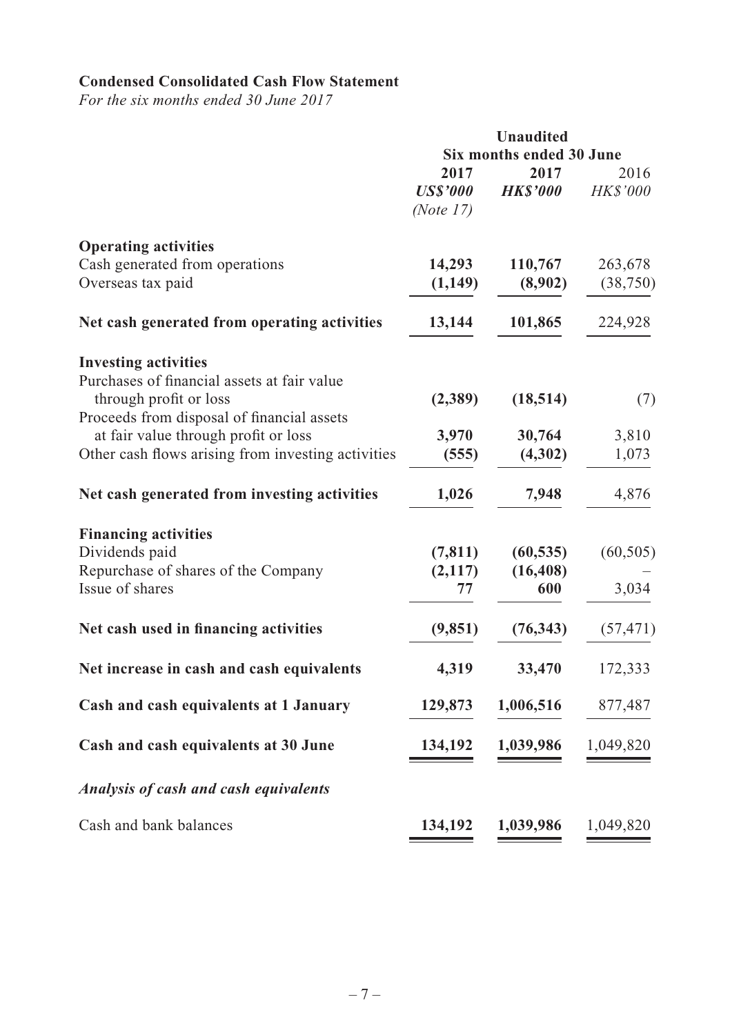**Condensed Consolidated Cash Flow Statement**

*For the six months ended 30 June 2017*

| | Unaudited | | |
|---|---|---|---|
| | Six months ended 30 June | | |
| | **2017** | **2017** | 2016 |
| | ***US$'000*** | ***HK$'000*** | *HK$'000* |
| | *(Note 17)* | | |
| **Operating activities** | | | |
| Cash generated from operations | **14,293** | **110,767** | 263,678 |
| Overseas tax paid | **(1,149)** | **(8,902)** | (38,750) |
| **Net cash generated from operating activities** | **13,144** | **101,865** | 224,928 |
| **Investing activities** | | | |
| Purchases of financial assets at fair value through profit or loss | **(2,389)** | **(18,514)** | (7) |
| Proceeds from disposal of financial assets at fair value through profit or loss | **3,970** | **30,764** | 3,810 |
| Other cash flows arising from investing activities | **(555)** | **(4,302)** | 1,073 |
| **Net cash generated from investing activities** | **1,026** | **7,948** | 4,876 |
| **Financing activities** | | | |
| Dividends paid | **(7,811)** | **(60,535)** | (60,505) |
| Repurchase of shares of the Company | **(2,117)** | **(16,408)** | – |
| Issue of shares | **77** | **600** | 3,034 |
| **Net cash used in financing activities** | **(9,851)** | **(76,343)** | (57,471) |
| **Net increase in cash and cash equivalents** | **4,319** | **33,470** | 172,333 |
| **Cash and cash equivalents at 1 January** | **129,873** | **1,006,516** | 877,487 |
| **Cash and cash equivalents at 30 June** | **134,192** | **1,039,986** | 1,049,820 |
| ***Analysis of cash and cash equivalents*** | | | |
| Cash and bank balances | **134,192** | **1,039,986** | 1,049,820 |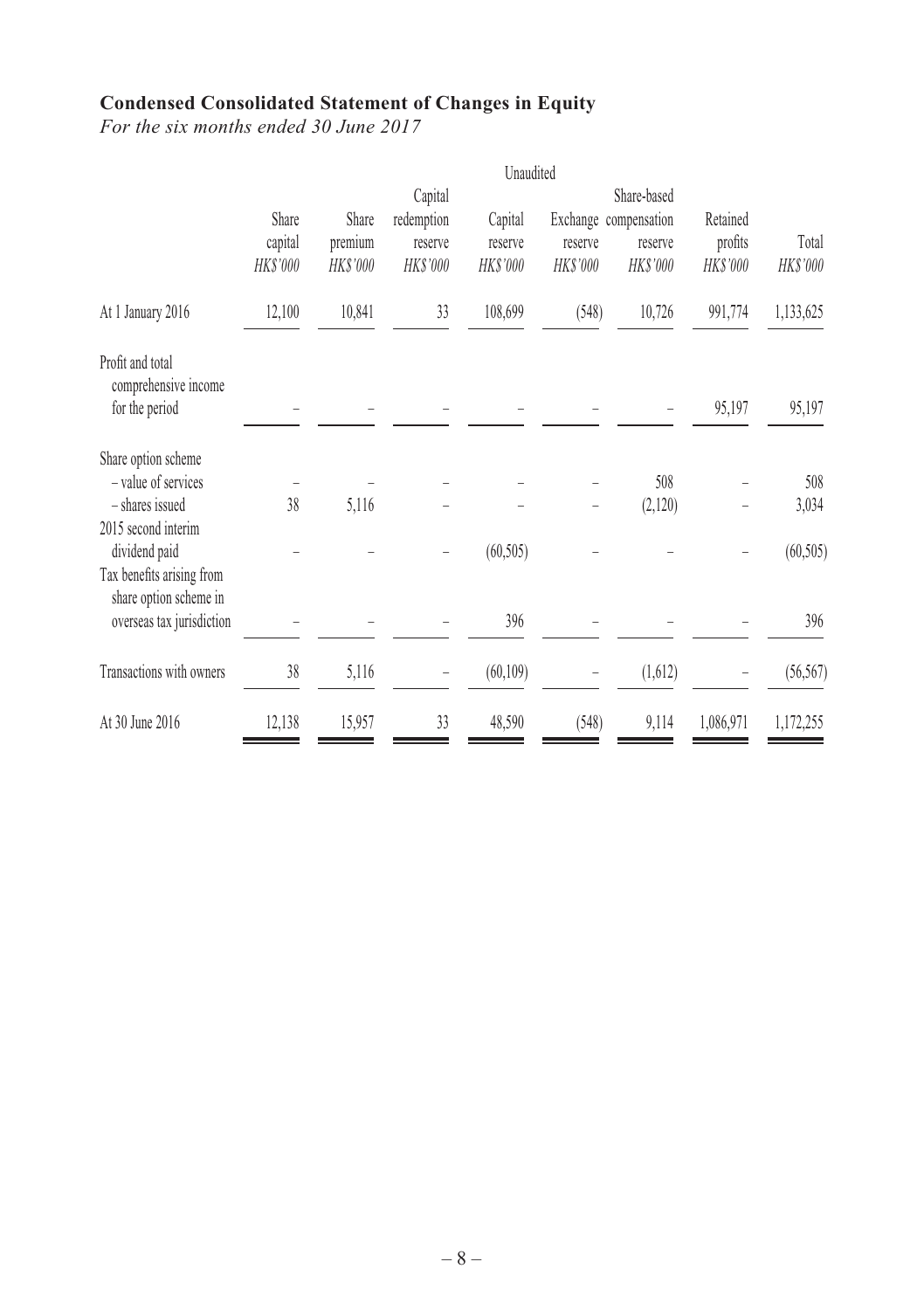## Condensed Consolidated Statement of Changes in Equity

*For the six months ended 30 June 2017*

| | Unaudited | | | | | | | |
|---|---|---|---|---|---|---|---|---|
| | Share capital *HK$'000* | Share premium *HK$'000* | Capital redemption reserve *HK$'000* | Capital reserve *HK$'000* | Exchange reserve *HK$'000* | Share-based compensation reserve *HK$'000* | Retained profits *HK$'000* | Total *HK$'000* |
| At 1 January 2016 | 12,100 | 10,841 | 33 | 108,699 | (548) | 10,726 | 991,774 | 1,133,625 |
| Profit and total comprehensive income for the period | – | – | – | – | – | – | 95,197 | 95,197 |
| Share option scheme | | | | | | | | |
| – value of services | – | – | – | – | – | 508 | – | 508 |
| – shares issued | 38 | 5,116 | – | – | – | (2,120) | – | 3,034 |
| 2015 second interim dividend paid | – | – | – | (60,505) | – | – | – | (60,505) |
| Tax benefits arising from share option scheme in overseas tax jurisdiction | – | – | – | 396 | – | – | – | 396 |
| Transactions with owners | 38 | 5,116 | – | (60,109) | – | (1,612) | – | (56,567) |
| At 30 June 2016 | 12,138 | 15,957 | 33 | 48,590 | (548) | 9,114 | 1,086,971 | 1,172,255 |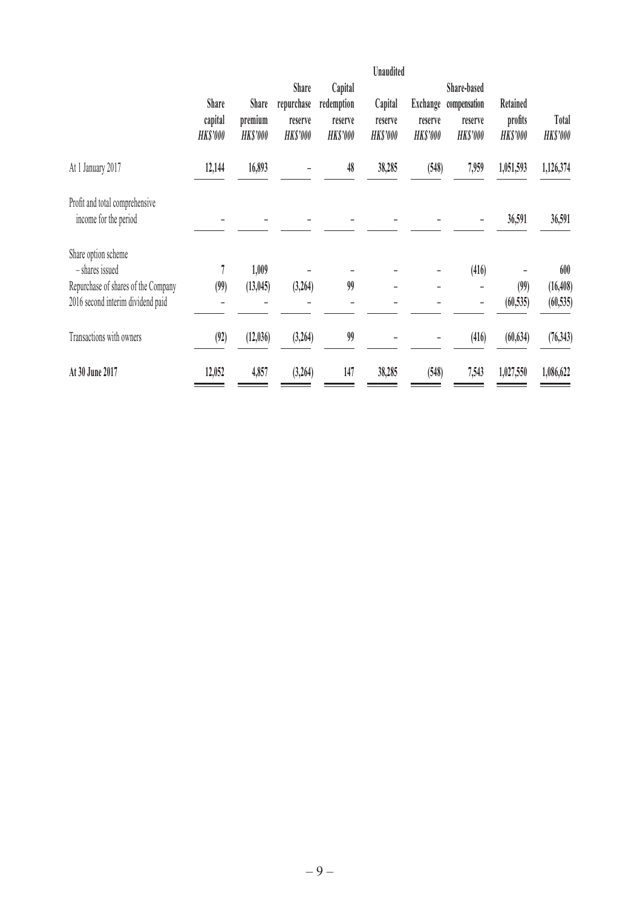| | Unaudited | | | | | | | | |
|---|---|---|---|---|---|---|---|---|---|
| | Share capital *HK$'000* | Share premium *HK$'000* | Share repurchase reserve *HK$'000* | Capital redemption reserve *HK$'000* | Capital reserve *HK$'000* | Exchange reserve *HK$'000* | Share-based compensation reserve *HK$'000* | Retained profits *HK$'000* | Total *HK$'000* |
| At 1 January 2017 | **12,144** | **16,893** | **–** | **48** | **38,285** | **(548)** | **7,959** | **1,051,593** | **1,126,374** |
| Profit and total comprehensive income for the period | – | – | – | – | – | – | – | **36,591** | **36,591** |
| Share option scheme | | | | | | | | | |
| – shares issued | **7** | **1,009** | – | – | – | – | **(416)** | – | **600** |
| Repurchase of shares of the Company | **(99)** | **(13,045)** | **(3,264)** | **99** | – | – | – | **(99)** | **(16,408)** |
| 2016 second interim dividend paid | – | – | – | – | – | – | – | **(60,535)** | **(60,535)** |
| Transactions with owners | **(92)** | **(12,036)** | **(3,264)** | **99** | – | – | **(416)** | **(60,634)** | **(76,343)** |
| **At 30 June 2017** | **12,052** | **4,857** | **(3,264)** | **147** | **38,285** | **(548)** | **7,543** | **1,027,550** | **1,086,622** |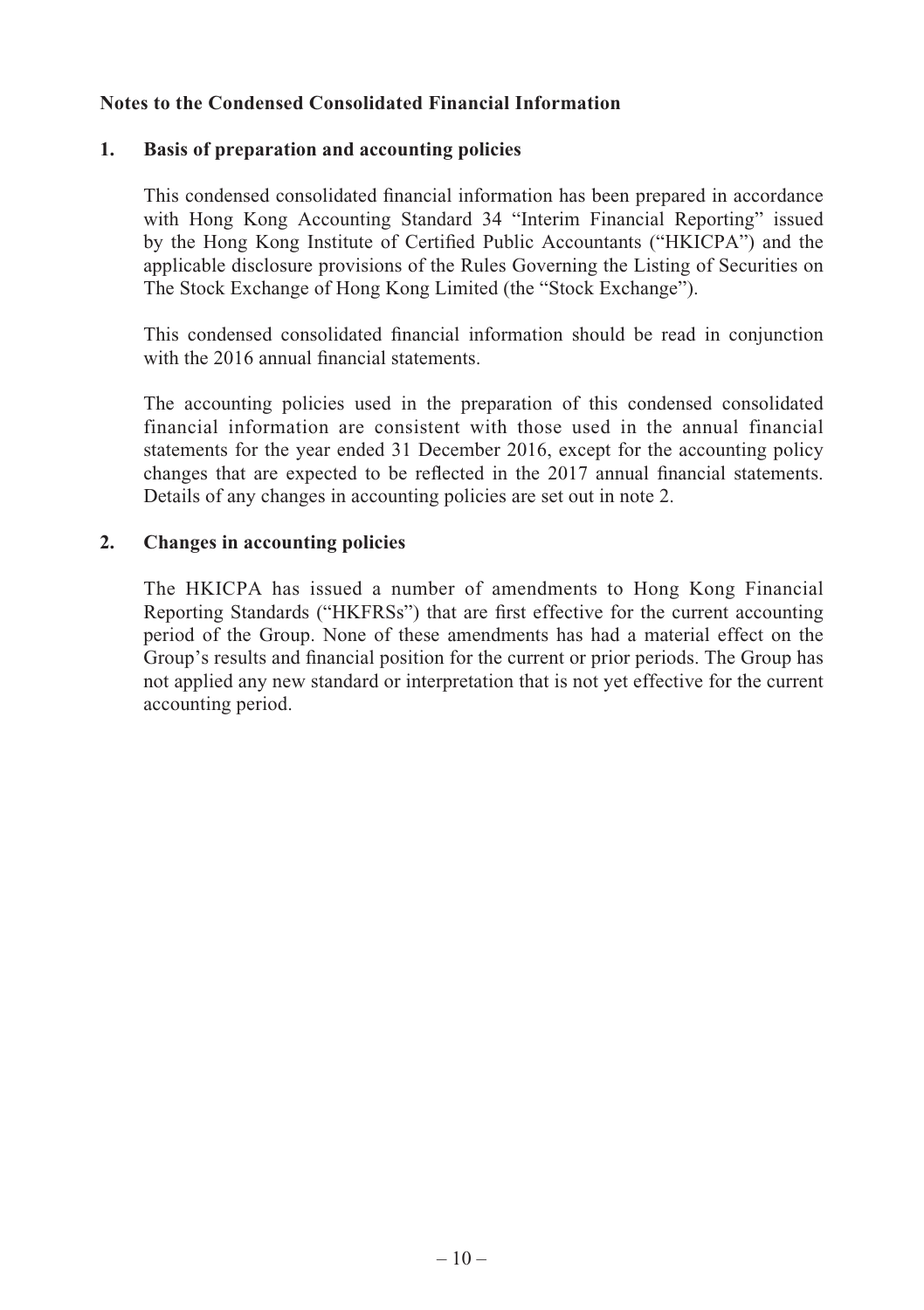**Notes to the Condensed Consolidated Financial Information**

**1. Basis of preparation and accounting policies**

This condensed consolidated financial information has been prepared in accordance with Hong Kong Accounting Standard 34 "Interim Financial Reporting" issued by the Hong Kong Institute of Certified Public Accountants ("HKICPA") and the applicable disclosure provisions of the Rules Governing the Listing of Securities on The Stock Exchange of Hong Kong Limited (the "Stock Exchange").

This condensed consolidated financial information should be read in conjunction with the 2016 annual financial statements.

The accounting policies used in the preparation of this condensed consolidated financial information are consistent with those used in the annual financial statements for the year ended 31 December 2016, except for the accounting policy changes that are expected to be reflected in the 2017 annual financial statements. Details of any changes in accounting policies are set out in note 2.

**2. Changes in accounting policies**

The HKICPA has issued a number of amendments to Hong Kong Financial Reporting Standards ("HKFRSs") that are first effective for the current accounting period of the Group. None of these amendments has had a material effect on the Group's results and financial position for the current or prior periods. The Group has not applied any new standard or interpretation that is not yet effective for the current accounting period.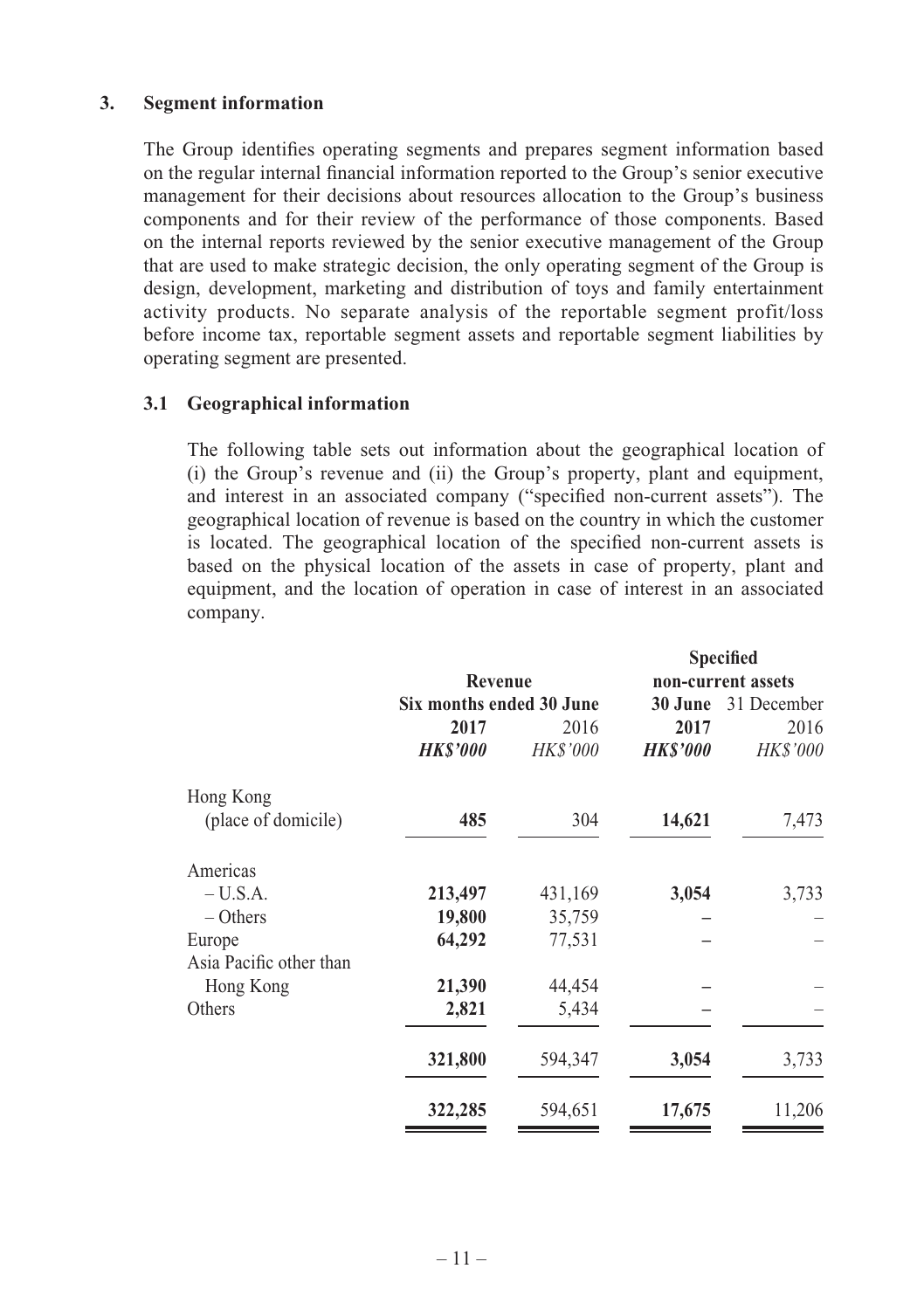## 3. Segment information

The Group identifies operating segments and prepares segment information based on the regular internal financial information reported to the Group's senior executive management for their decisions about resources allocation to the Group's business components and for their review of the performance of those components. Based on the internal reports reviewed by the senior executive management of the Group that are used to make strategic decision, the only operating segment of the Group is design, development, marketing and distribution of toys and family entertainment activity products. No separate analysis of the reportable segment profit/loss before income tax, reportable segment assets and reportable segment liabilities by operating segment are presented.

### 3.1 Geographical information

The following table sets out information about the geographical location of (i) the Group's revenue and (ii) the Group's property, plant and equipment, and interest in an associated company ("specified non-current assets"). The geographical location of revenue is based on the country in which the customer is located. The geographical location of the specified non-current assets is based on the physical location of the assets in case of property, plant and equipment, and the location of operation in case of interest in an associated company.

| | Revenue | | Specified non-current assets | |
|---|---|---|---|---|
| | Six months ended 30 June | | 30 June | 31 December |
| | 2017 | 2016 | 2017 | 2016 |
| | ***HK$'000*** | *HK$'000* | ***HK$'000*** | *HK$'000* |
| Hong Kong (place of domicile) | **485** | 304 | **14,621** | 7,473 |
| Americas | | | | |
| – U.S.A. | **213,497** | 431,169 | **3,054** | 3,733 |
| – Others | **19,800** | 35,759 | **–** | – |
| Europe | **64,292** | 77,531 | **–** | – |
| Asia Pacific other than Hong Kong | **21,390** | 44,454 | **–** | – |
| Others | **2,821** | 5,434 | **–** | – |
| | **321,800** | 594,347 | **3,054** | 3,733 |
| | **322,285** | 594,651 | **17,675** | 11,206 |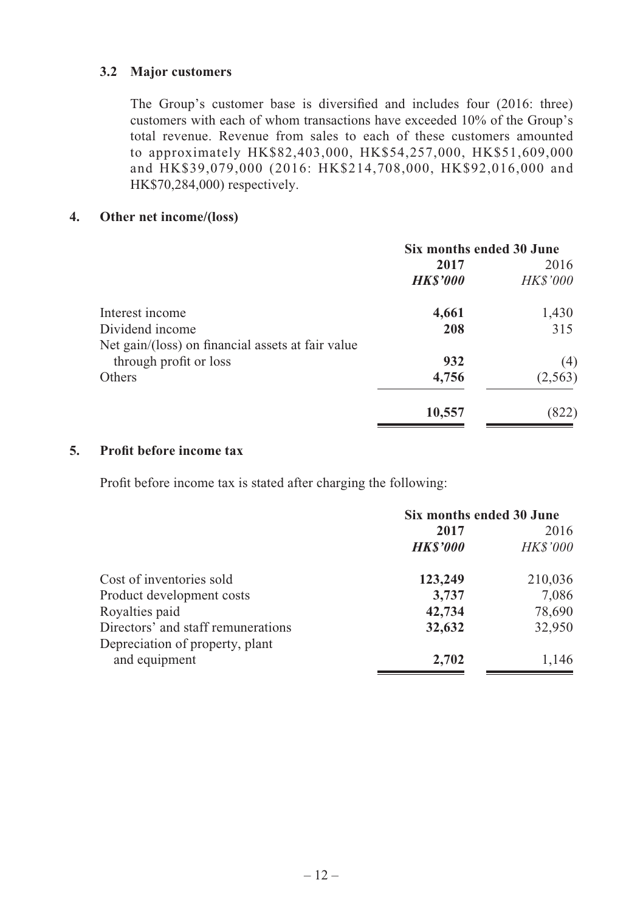### 3.2 Major customers

The Group's customer base is diversified and includes four (2016: three) customers with each of whom transactions have exceeded 10% of the Group's total revenue. Revenue from sales to each of these customers amounted to approximately HK$82,403,000, HK$54,257,000, HK$51,609,000 and HK$39,079,000 (2016: HK$214,708,000, HK$92,016,000 and HK$70,284,000) respectively.

## 4. Other net income/(loss)

| | Six months ended 30 June | |
|---|---|---|
| | **2017** | 2016 |
| | ***HK$'000*** | *HK$'000* |
| Interest income | **4,661** | 1,430 |
| Dividend income | **208** | 315 |
| Net gain/(loss) on financial assets at fair value through profit or loss | **932** | (4) |
| Others | **4,756** | (2,563) |
| | **10,557** | (822) |

## 5. Profit before income tax

Profit before income tax is stated after charging the following:

| | Six months ended 30 June | |
|---|---|---|
| | **2017** | 2016 |
| | ***HK$'000*** | *HK$'000* |
| Cost of inventories sold | **123,249** | 210,036 |
| Product development costs | **3,737** | 7,086 |
| Royalties paid | **42,734** | 78,690 |
| Directors' and staff remunerations | **32,632** | 32,950 |
| Depreciation of property, plant and equipment | **2,702** | 1,146 |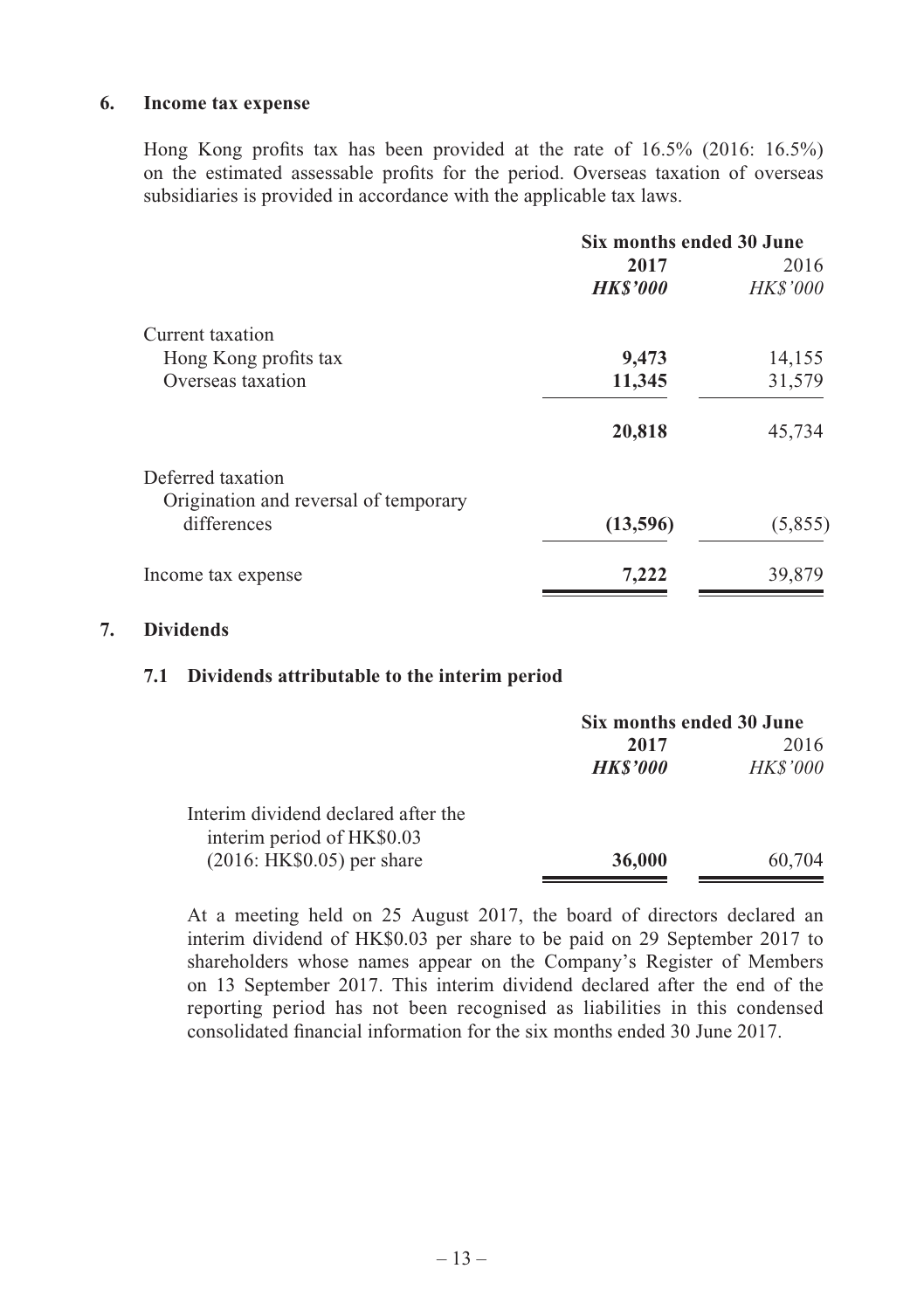## 6. Income tax expense

Hong Kong profits tax has been provided at the rate of 16.5% (2016: 16.5%) on the estimated assessable profits for the period. Overseas taxation of overseas subsidiaries is provided in accordance with the applicable tax laws.

| | Six months ended 30 June | |
|---|---|---|
| | **2017** | 2016 |
| | ***HK$'000*** | *HK$'000* |
| Current taxation | | |
| Hong Kong profits tax | **9,473** | 14,155 |
| Overseas taxation | **11,345** | 31,579 |
| | **20,818** | 45,734 |
| Deferred taxation | | |
| Origination and reversal of temporary differences | **(13,596)** | (5,855) |
| Income tax expense | **7,222** | 39,879 |

## 7. Dividends

### 7.1 Dividends attributable to the interim period

| | Six months ended 30 June | |
|---|---|---|
| | **2017** | 2016 |
| | ***HK$'000*** | *HK$'000* |
| Interim dividend declared after the interim period of HK$0.03 (2016: HK$0.05) per share | **36,000** | 60,704 |

At a meeting held on 25 August 2017, the board of directors declared an interim dividend of HK$0.03 per share to be paid on 29 September 2017 to shareholders whose names appear on the Company's Register of Members on 13 September 2017. This interim dividend declared after the end of the reporting period has not been recognised as liabilities in this condensed consolidated financial information for the six months ended 30 June 2017.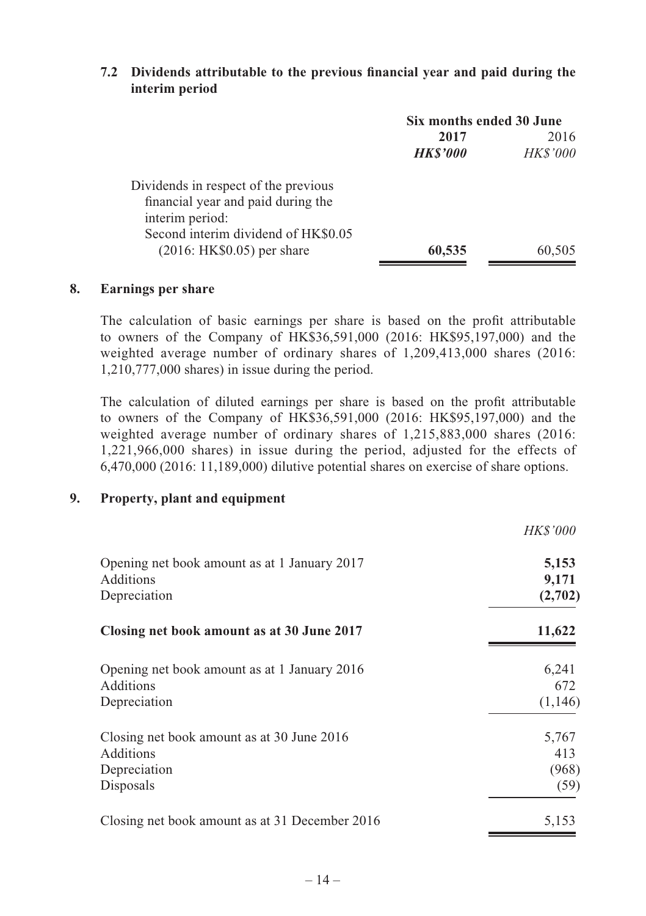### 7.2 Dividends attributable to the previous financial year and paid during the interim period

| | Six months ended 30 June | |
|---|---|---|
| | **2017** | 2016 |
| | ***HK$'000*** | *HK$'000* |
| Dividends in respect of the previous financial year and paid during the interim period: | | |
| Second interim dividend of HK$0.05 (2016: HK$0.05) per share | **60,535** | 60,505 |

## 8. Earnings per share

The calculation of basic earnings per share is based on the profit attributable to owners of the Company of HK$36,591,000 (2016: HK$95,197,000) and the weighted average number of ordinary shares of 1,209,413,000 shares (2016: 1,210,777,000 shares) in issue during the period.

The calculation of diluted earnings per share is based on the profit attributable to owners of the Company of HK$36,591,000 (2016: HK$95,197,000) and the weighted average number of ordinary shares of 1,215,883,000 shares (2016: 1,221,966,000 shares) in issue during the period, adjusted for the effects of 6,470,000 (2016: 11,189,000) dilutive potential shares on exercise of share options.

## 9. Property, plant and equipment

| | *HK$'000* |
|---|---|
| Opening net book amount as at 1 January 2017 | **5,153** |
| Additions | **9,171** |
| Depreciation | **(2,702)** |
| **Closing net book amount as at 30 June 2017** | **11,622** |
| | |
| Opening net book amount as at 1 January 2016 | 6,241 |
| Additions | 672 |
| Depreciation | (1,146) |
| Closing net book amount as at 30 June 2016 | 5,767 |
| Additions | 413 |
| Depreciation | (968) |
| Disposals | (59) |
| Closing net book amount as at 31 December 2016 | 5,153 |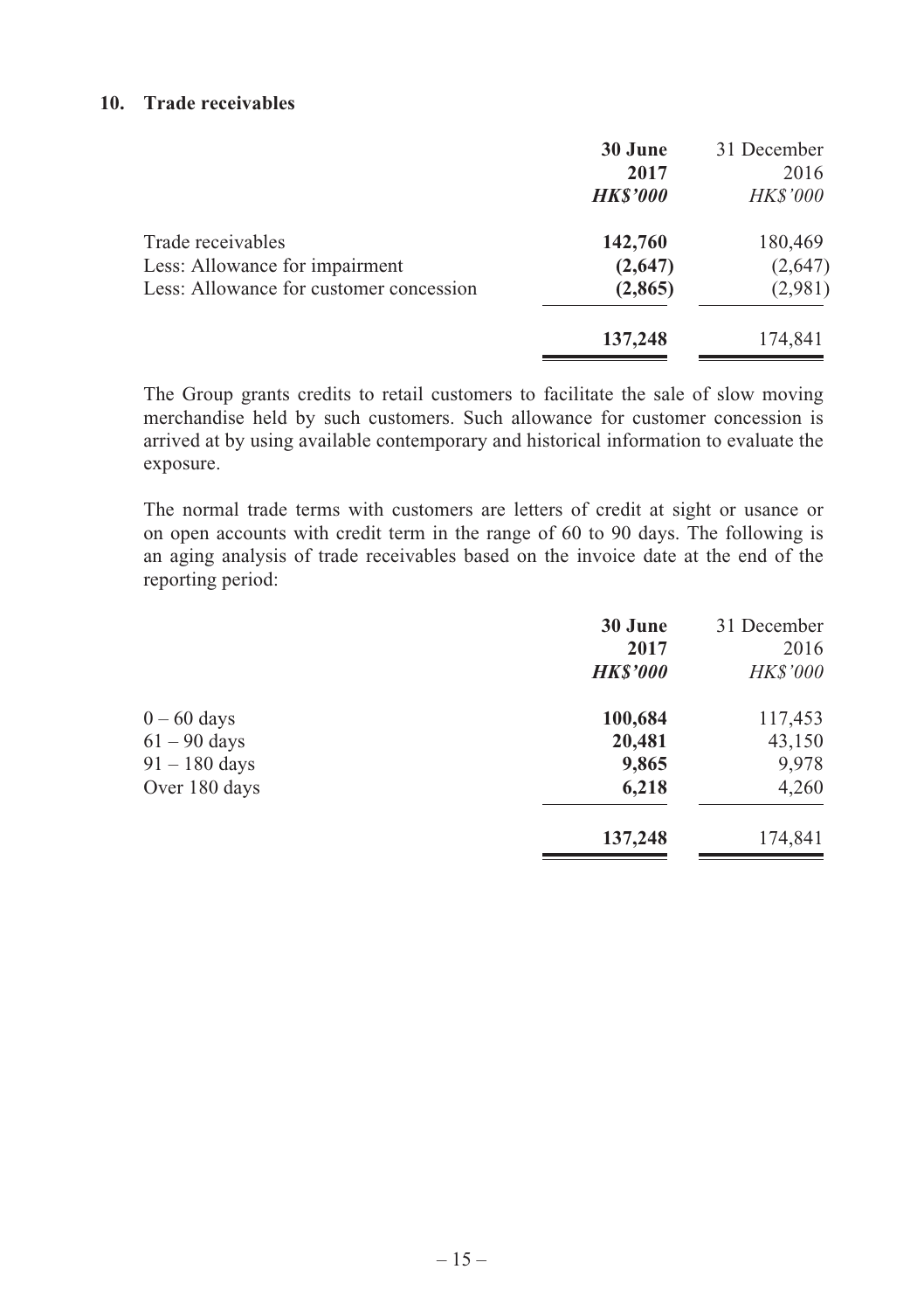## 10. Trade receivables

| | **30 June 2017** | 31 December 2016 |
|---|---|---|
| | ***HK$'000*** | *HK$'000* |
| Trade receivables | **142,760** | 180,469 |
| Less: Allowance for impairment | **(2,647)** | (2,647) |
| Less: Allowance for customer concession | **(2,865)** | (2,981) |
| | **137,248** | 174,841 |

The Group grants credits to retail customers to facilitate the sale of slow moving merchandise held by such customers. Such allowance for customer concession is arrived at by using available contemporary and historical information to evaluate the exposure.

The normal trade terms with customers are letters of credit at sight or usance or on open accounts with credit term in the range of 60 to 90 days. The following is an aging analysis of trade receivables based on the invoice date at the end of the reporting period:

| | **30 June 2017** | 31 December 2016 |
|---|---|---|
| | ***HK$'000*** | *HK$'000* |
| 0 – 60 days | **100,684** | 117,453 |
| 61 – 90 days | **20,481** | 43,150 |
| 91 – 180 days | **9,865** | 9,978 |
| Over 180 days | **6,218** | 4,260 |
| | **137,248** | 174,841 |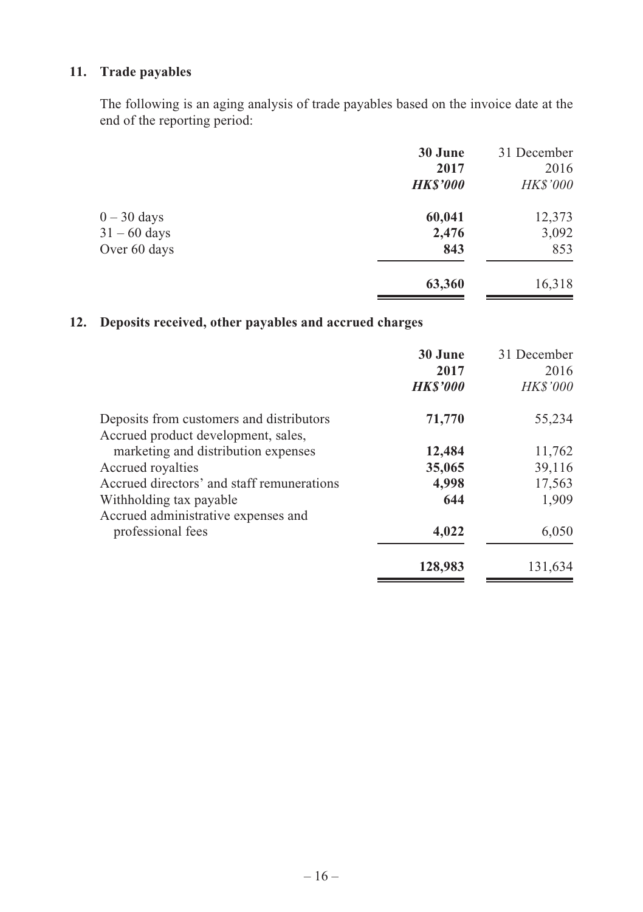## 11. Trade payables

The following is an aging analysis of trade payables based on the invoice date at the end of the reporting period:

| | **30 June 2017** | 31 December 2016 |
|---|---|---|
| | ***HK$'000*** | *HK$'000* |
| 0 – 30 days | **60,041** | 12,373 |
| 31 – 60 days | **2,476** | 3,092 |
| Over 60 days | **843** | 853 |
| | **63,360** | 16,318 |

## 12. Deposits received, other payables and accrued charges

| | **30 June 2017** | 31 December 2016 |
|---|---|---|
| | ***HK$'000*** | *HK$'000* |
| Deposits from customers and distributors | **71,770** | 55,234 |
| Accrued product development, sales, marketing and distribution expenses | **12,484** | 11,762 |
| Accrued royalties | **35,065** | 39,116 |
| Accrued directors' and staff remunerations | **4,998** | 17,563 |
| Withholding tax payable | **644** | 1,909 |
| Accrued administrative expenses and professional fees | **4,022** | 6,050 |
| | **128,983** | 131,634 |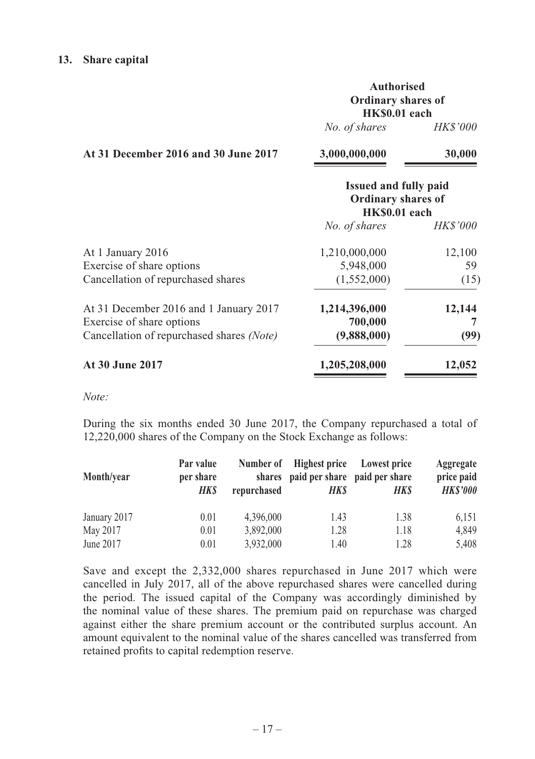## 13. Share capital

| | Authorised Ordinary shares of HK$0.01 each | |
|---|---|---|
| | *No. of shares* | *HK$'000* |
| **At 31 December 2016 and 30 June 2017** | **3,000,000,000** | **30,000** |

| | Issued and fully paid Ordinary shares of HK$0.01 each | |
|---|---|---|
| | *No. of shares* | *HK$'000* |
| At 1 January 2016 | 1,210,000,000 | 12,100 |
| Exercise of share options | 5,948,000 | 59 |
| Cancellation of repurchased shares | (1,552,000) | (15) |
| At 31 December 2016 and 1 January 2017 | **1,214,396,000** | **12,144** |
| Exercise of share options | **700,000** | **7** |
| Cancellation of repurchased shares *(Note)* | **(9,888,000)** | **(99)** |
| **At 30 June 2017** | **1,205,208,000** | **12,052** |

*Note:*

During the six months ended 30 June 2017, the Company repurchased a total of 12,220,000 shares of the Company on the Stock Exchange as follows:

| Month/year | Par value per share *HK$* | Number of shares repurchased | Highest price paid per share *HK$* | Lowest price paid per share *HK$* | Aggregate price paid *HK$'000* |
|---|---|---|---|---|---|
| January 2017 | 0.01 | 4,396,000 | 1.43 | 1.38 | 6,151 |
| May 2017 | 0.01 | 3,892,000 | 1.28 | 1.18 | 4,849 |
| June 2017 | 0.01 | 3,932,000 | 1.40 | 1.28 | 5,408 |

Save and except the 2,332,000 shares repurchased in June 2017 which were cancelled in July 2017, all of the above repurchased shares were cancelled during the period. The issued capital of the Company was accordingly diminished by the nominal value of these shares. The premium paid on repurchase was charged against either the share premium account or the contributed surplus account. An amount equivalent to the nominal value of the shares cancelled was transferred from retained profits to capital redemption reserve.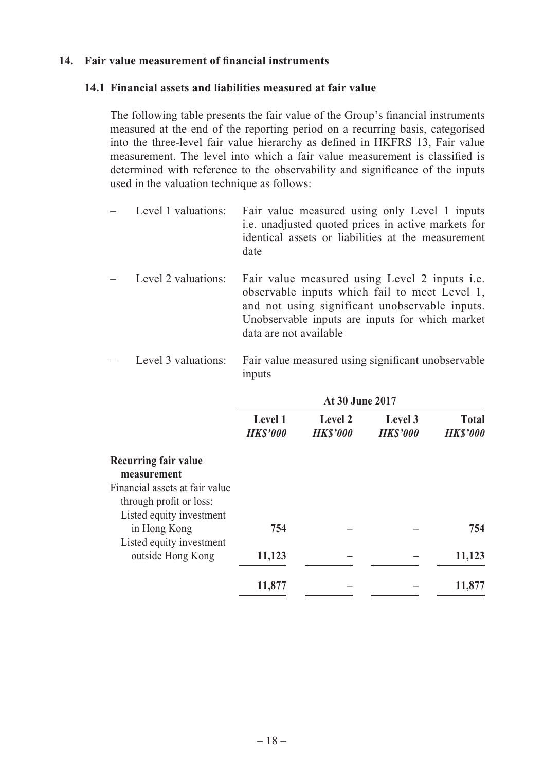## 14. Fair value measurement of financial instruments

### 14.1 Financial assets and liabilities measured at fair value

The following table presents the fair value of the Group's financial instruments measured at the end of the reporting period on a recurring basis, categorised into the three-level fair value hierarchy as defined in HKFRS 13, Fair value measurement. The level into which a fair value measurement is classified is determined with reference to the observability and significance of the inputs used in the valuation technique as follows:

- Level 1 valuations: Fair value measured using only Level 1 inputs i.e. unadjusted quoted prices in active markets for identical assets or liabilities at the measurement date
- Level 2 valuations: Fair value measured using Level 2 inputs i.e. observable inputs which fail to meet Level 1, and not using significant unobservable inputs. Unobservable inputs are inputs for which market data are not available
- Level 3 valuations: Fair value measured using significant unobservable inputs

| | At 30 June 2017 | | | |
|---|---|---|---|---|
| | **Level 1** *HK$'000* | **Level 2** *HK$'000* | **Level 3** *HK$'000* | **Total** *HK$'000* |
| **Recurring fair value measurement** | | | | |
| Financial assets at fair value through profit or loss: | | | | |
| Listed equity investment in Hong Kong | **754** | **–** | **–** | **754** |
| Listed equity investment outside Hong Kong | **11,123** | **–** | **–** | **11,123** |
| | **11,877** | **–** | **–** | **11,877** |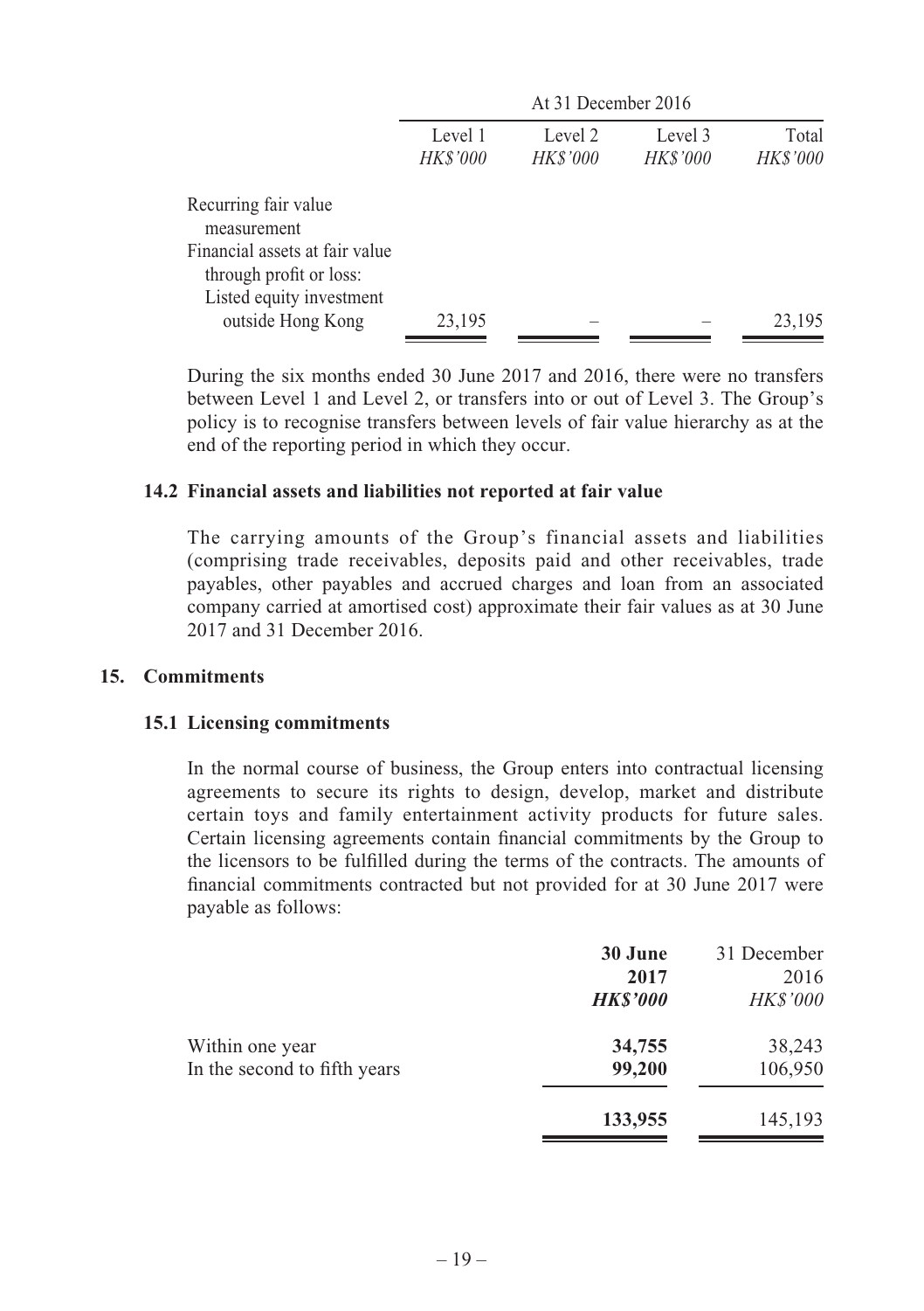|  | At 31 December 2016 | | | |
|---|---|---|---|---|
|  | Level 1<br>*HK$'000* | Level 2<br>*HK$'000* | Level 3<br>*HK$'000* | Total<br>*HK$'000* |
| Recurring fair value measurement | | | | |
| Financial assets at fair value through profit or loss: | | | | |
| Listed equity investment outside Hong Kong | 23,195 | – | – | 23,195 |

During the six months ended 30 June 2017 and 2016, there were no transfers between Level 1 and Level 2, or transfers into or out of Level 3. The Group's policy is to recognise transfers between levels of fair value hierarchy as at the end of the reporting period in which they occur.

### 14.2 Financial assets and liabilities not reported at fair value

The carrying amounts of the Group's financial assets and liabilities (comprising trade receivables, deposits paid and other receivables, trade payables, other payables and accrued charges and loan from an associated company carried at amortised cost) approximate their fair values as at 30 June 2017 and 31 December 2016.

## 15. Commitments

### 15.1 Licensing commitments

In the normal course of business, the Group enters into contractual licensing agreements to secure its rights to design, develop, market and distribute certain toys and family entertainment activity products for future sales. Certain licensing agreements contain financial commitments by the Group to the licensors to be fulfilled during the terms of the contracts. The amounts of financial commitments contracted but not provided for at 30 June 2017 were payable as follows:

|  | **30 June 2017**<br>***HK$'000*** | 31 December 2016<br>*HK$'000* |
|---|---|---|
| Within one year | **34,755** | 38,243 |
| In the second to fifth years | **99,200** | 106,950 |
|  | **133,955** | 145,193 |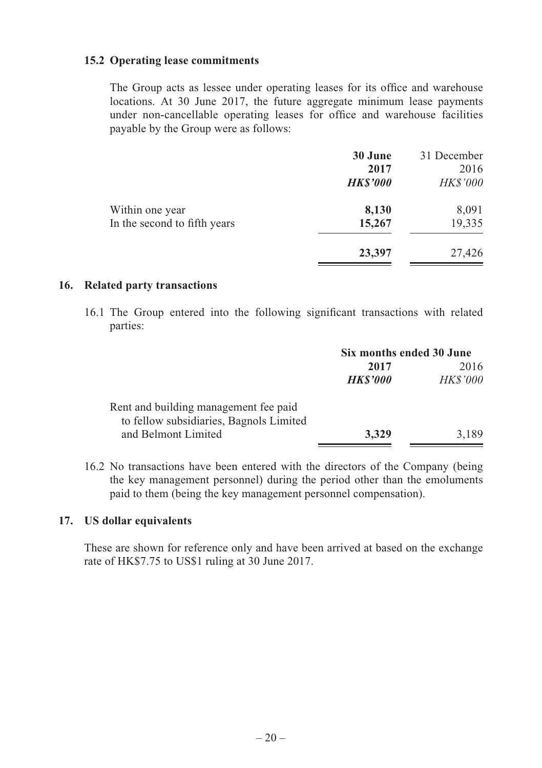### 15.2 Operating lease commitments

The Group acts as lessee under operating leases for its office and warehouse locations. At 30 June 2017, the future aggregate minimum lease payments under non-cancellable operating leases for office and warehouse facilities payable by the Group were as follows:

| | **30 June 2017** | 31 December 2016 |
|---|---|---|
| | ***HK$'000*** | *HK$'000* |
| Within one year | **8,130** | 8,091 |
| In the second to fifth years | **15,267** | 19,335 |
| | **23,397** | 27,426 |

## 16. Related party transactions

16.1 The Group entered into the following significant transactions with related parties:

| | **Six months ended 30 June** | |
|---|---|---|
| | **2017** | 2016 |
| | ***HK$'000*** | *HK$'000* |
| Rent and building management fee paid to fellow subsidiaries, Bagnols Limited and Belmont Limited | **3,329** | 3,189 |

16.2 No transactions have been entered with the directors of the Company (being the key management personnel) during the period other than the emoluments paid to them (being the key management personnel compensation).

## 17. US dollar equivalents

These are shown for reference only and have been arrived at based on the exchange rate of HK$7.75 to US$1 ruling at 30 June 2017.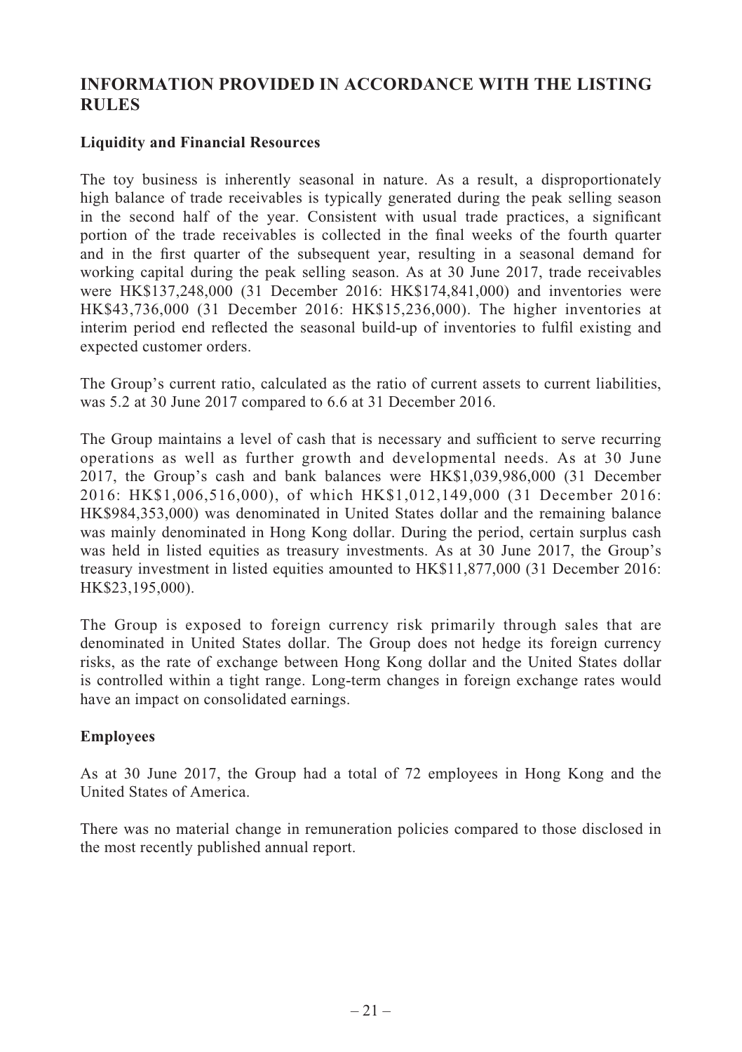## INFORMATION PROVIDED IN ACCORDANCE WITH THE LISTING RULES

### Liquidity and Financial Resources

The toy business is inherently seasonal in nature. As a result, a disproportionately high balance of trade receivables is typically generated during the peak selling season in the second half of the year. Consistent with usual trade practices, a significant portion of the trade receivables is collected in the final weeks of the fourth quarter and in the first quarter of the subsequent year, resulting in a seasonal demand for working capital during the peak selling season. As at 30 June 2017, trade receivables were HK$137,248,000 (31 December 2016: HK$174,841,000) and inventories were HK$43,736,000 (31 December 2016: HK$15,236,000). The higher inventories at interim period end reflected the seasonal build-up of inventories to fulfil existing and expected customer orders.

The Group's current ratio, calculated as the ratio of current assets to current liabilities, was 5.2 at 30 June 2017 compared to 6.6 at 31 December 2016.

The Group maintains a level of cash that is necessary and sufficient to serve recurring operations as well as further growth and developmental needs. As at 30 June 2017, the Group's cash and bank balances were HK$1,039,986,000 (31 December 2016: HK$1,006,516,000), of which HK$1,012,149,000 (31 December 2016: HK$984,353,000) was denominated in United States dollar and the remaining balance was mainly denominated in Hong Kong dollar. During the period, certain surplus cash was held in listed equities as treasury investments. As at 30 June 2017, the Group's treasury investment in listed equities amounted to HK$11,877,000 (31 December 2016: HK$23,195,000).

The Group is exposed to foreign currency risk primarily through sales that are denominated in United States dollar. The Group does not hedge its foreign currency risks, as the rate of exchange between Hong Kong dollar and the United States dollar is controlled within a tight range. Long-term changes in foreign exchange rates would have an impact on consolidated earnings.

### Employees

As at 30 June 2017, the Group had a total of 72 employees in Hong Kong and the United States of America.

There was no material change in remuneration policies compared to those disclosed in the most recently published annual report.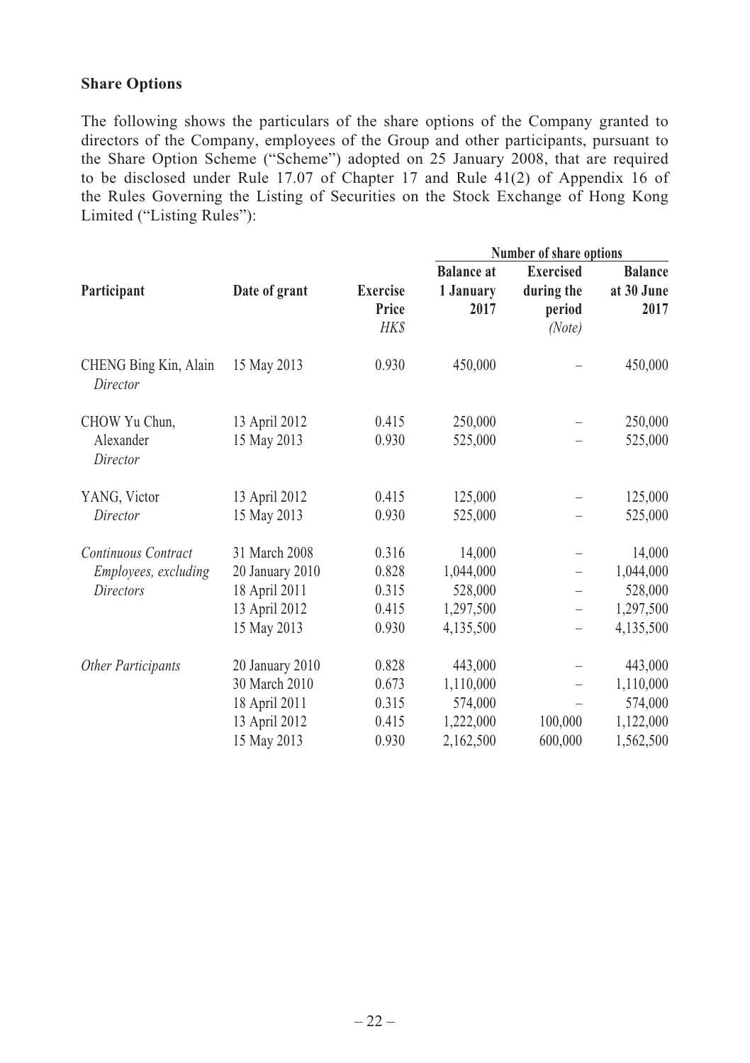**Share Options**

The following shows the particulars of the share options of the Company granted to directors of the Company, employees of the Group and other participants, pursuant to the Share Option Scheme ("Scheme") adopted on 25 January 2008, that are required to be disclosed under Rule 17.07 of Chapter 17 and Rule 41(2) of Appendix 16 of the Rules Governing the Listing of Securities on the Stock Exchange of Hong Kong Limited ("Listing Rules"):

| Participant | Date of grant | Exercise Price | Number of share options | | |
|---|---|---|---|---|---|
| | | | **Balance at 1 January 2017** | **Exercised during the period** | **Balance at 30 June 2017** |
| | | *HK$* | | *(Note)* | |
| CHENG Bing Kin, Alain *Director* | 15 May 2013 | 0.930 | 450,000 | – | 450,000 |
| CHOW Yu Chun, Alexander *Director* | 13 April 2012 | 0.415 | 250,000 | – | 250,000 |
| | 15 May 2013 | 0.930 | 525,000 | – | 525,000 |
| YANG, Victor *Director* | 13 April 2012 | 0.415 | 125,000 | – | 125,000 |
| | 15 May 2013 | 0.930 | 525,000 | – | 525,000 |
| *Continuous Contract Employees, excluding Directors* | 31 March 2008 | 0.316 | 14,000 | – | 14,000 |
| | 20 January 2010 | 0.828 | 1,044,000 | – | 1,044,000 |
| | 18 April 2011 | 0.315 | 528,000 | – | 528,000 |
| | 13 April 2012 | 0.415 | 1,297,500 | – | 1,297,500 |
| | 15 May 2013 | 0.930 | 4,135,500 | – | 4,135,500 |
| *Other Participants* | 20 January 2010 | 0.828 | 443,000 | – | 443,000 |
| | 30 March 2010 | 0.673 | 1,110,000 | – | 1,110,000 |
| | 18 April 2011 | 0.315 | 574,000 | – | 574,000 |
| | 13 April 2012 | 0.415 | 1,222,000 | 100,000 | 1,122,000 |
| | 15 May 2013 | 0.930 | 2,162,500 | 600,000 | 1,562,500 |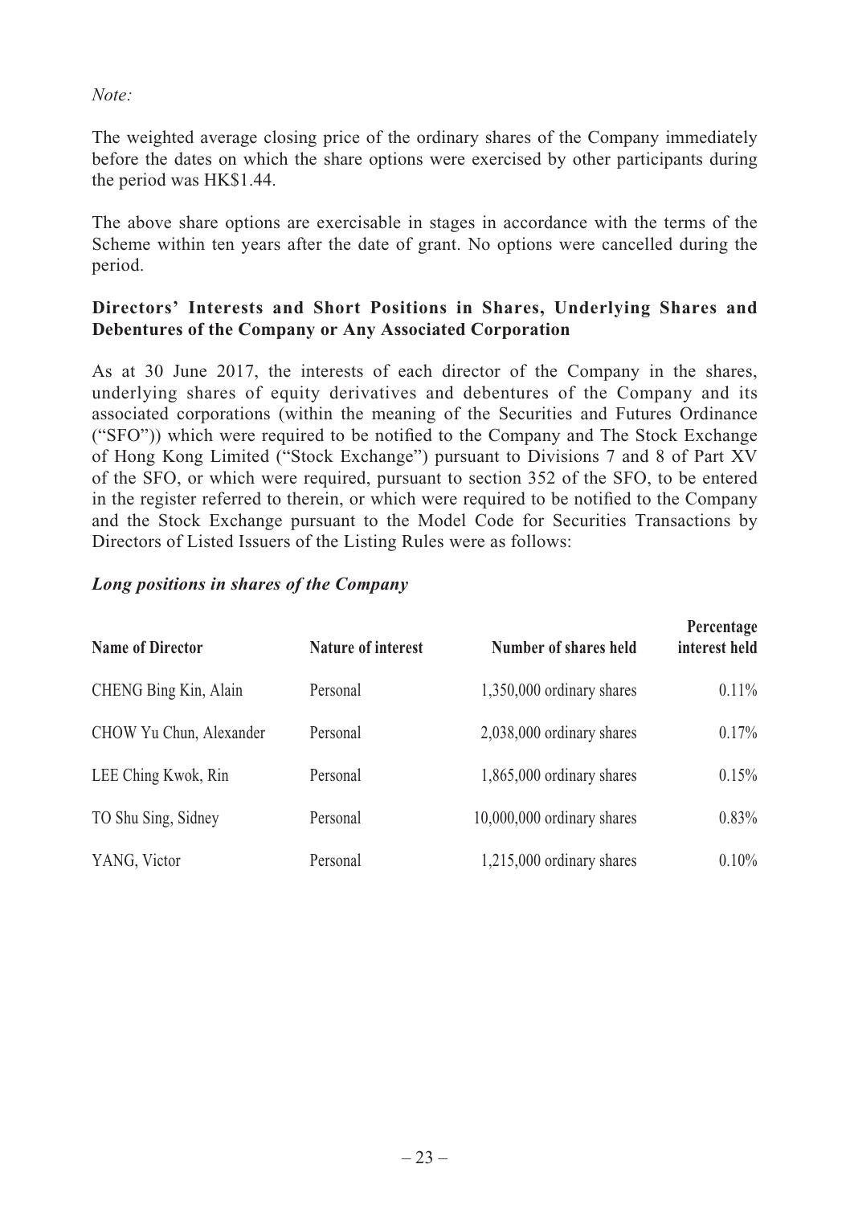*Note:*

The weighted average closing price of the ordinary shares of the Company immediately before the dates on which the share options were exercised by other participants during the period was HK$1.44.

The above share options are exercisable in stages in accordance with the terms of the Scheme within ten years after the date of grant. No options were cancelled during the period.

### Directors' Interests and Short Positions in Shares, Underlying Shares and Debentures of the Company or Any Associated Corporation

As at 30 June 2017, the interests of each director of the Company in the shares, underlying shares of equity derivatives and debentures of the Company and its associated corporations (within the meaning of the Securities and Futures Ordinance ("SFO")) which were required to be notified to the Company and The Stock Exchange of Hong Kong Limited ("Stock Exchange") pursuant to Divisions 7 and 8 of Part XV of the SFO, or which were required, pursuant to section 352 of the SFO, to be entered in the register referred to therein, or which were required to be notified to the Company and the Stock Exchange pursuant to the Model Code for Securities Transactions by Directors of Listed Issuers of the Listing Rules were as follows:

***Long positions in shares of the Company***

| Name of Director | Nature of interest | Number of shares held | Percentage interest held |
|---|---|---|---|
| CHENG Bing Kin, Alain | Personal | 1,350,000 ordinary shares | 0.11% |
| CHOW Yu Chun, Alexander | Personal | 2,038,000 ordinary shares | 0.17% |
| LEE Ching Kwok, Rin | Personal | 1,865,000 ordinary shares | 0.15% |
| TO Shu Sing, Sidney | Personal | 10,000,000 ordinary shares | 0.83% |
| YANG, Victor | Personal | 1,215,000 ordinary shares | 0.10% |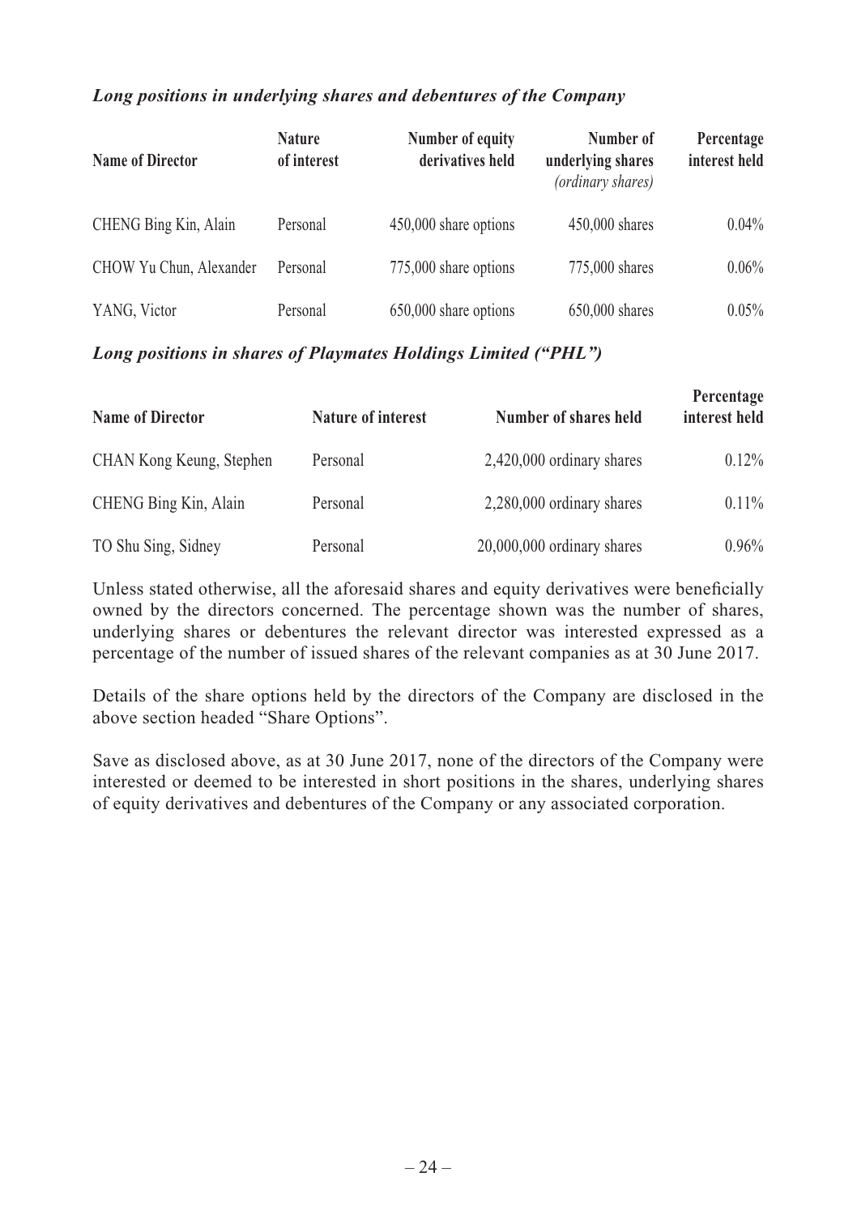***Long positions in underlying shares and debentures of the Company***

| **Name of Director** | **Nature of interest** | **Number of equity derivatives held** | **Number of underlying shares** *(ordinary shares)* | **Percentage interest held** |
|---|---|---|---|---|
| CHENG Bing Kin, Alain | Personal | 450,000 share options | 450,000 shares | 0.04% |
| CHOW Yu Chun, Alexander | Personal | 775,000 share options | 775,000 shares | 0.06% |
| YANG, Victor | Personal | 650,000 share options | 650,000 shares | 0.05% |

***Long positions in shares of Playmates Holdings Limited ("PHL")***

| **Name of Director** | **Nature of interest** | **Number of shares held** | **Percentage interest held** |
|---|---|---|---|
| CHAN Kong Keung, Stephen | Personal | 2,420,000 ordinary shares | 0.12% |
| CHENG Bing Kin, Alain | Personal | 2,280,000 ordinary shares | 0.11% |
| TO Shu Sing, Sidney | Personal | 20,000,000 ordinary shares | 0.96% |

Unless stated otherwise, all the aforesaid shares and equity derivatives were beneficially owned by the directors concerned. The percentage shown was the number of shares, underlying shares or debentures the relevant director was interested expressed as a percentage of the number of issued shares of the relevant companies as at 30 June 2017.

Details of the share options held by the directors of the Company are disclosed in the above section headed "Share Options".

Save as disclosed above, as at 30 June 2017, none of the directors of the Company were interested or deemed to be interested in short positions in the shares, underlying shares of equity derivatives and debentures of the Company or any associated corporation.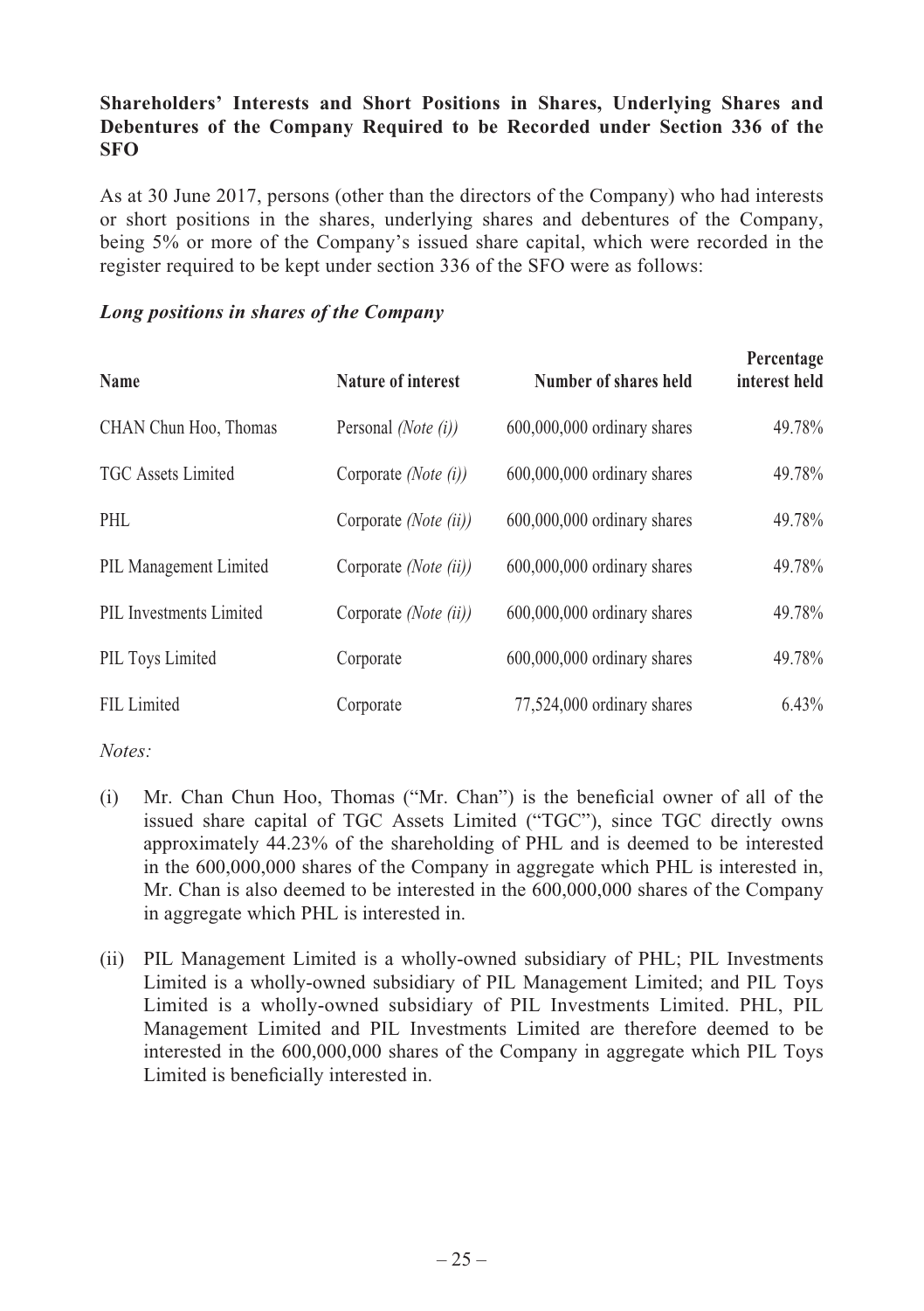**Shareholders' Interests and Short Positions in Shares, Underlying Shares and Debentures of the Company Required to be Recorded under Section 336 of the SFO**

As at 30 June 2017, persons (other than the directors of the Company) who had interests or short positions in the shares, underlying shares and debentures of the Company, being 5% or more of the Company's issued share capital, which were recorded in the register required to be kept under section 336 of the SFO were as follows:

***Long positions in shares of the Company***

| Name | Nature of interest | Number of shares held | Percentage interest held |
|---|---|---|---|
| CHAN Chun Hoo, Thomas | Personal *(Note (i))* | 600,000,000 ordinary shares | 49.78% |
| TGC Assets Limited | Corporate *(Note (i))* | 600,000,000 ordinary shares | 49.78% |
| PHL | Corporate *(Note (ii))* | 600,000,000 ordinary shares | 49.78% |
| PIL Management Limited | Corporate *(Note (ii))* | 600,000,000 ordinary shares | 49.78% |
| PIL Investments Limited | Corporate *(Note (ii))* | 600,000,000 ordinary shares | 49.78% |
| PIL Toys Limited | Corporate | 600,000,000 ordinary shares | 49.78% |
| FIL Limited | Corporate | 77,524,000 ordinary shares | 6.43% |

*Notes:*

(i) Mr. Chan Chun Hoo, Thomas ("Mr. Chan") is the beneficial owner of all of the issued share capital of TGC Assets Limited ("TGC"), since TGC directly owns approximately 44.23% of the shareholding of PHL and is deemed to be interested in the 600,000,000 shares of the Company in aggregate which PHL is interested in, Mr. Chan is also deemed to be interested in the 600,000,000 shares of the Company in aggregate which PHL is interested in.

(ii) PIL Management Limited is a wholly-owned subsidiary of PHL; PIL Investments Limited is a wholly-owned subsidiary of PIL Management Limited; and PIL Toys Limited is a wholly-owned subsidiary of PIL Investments Limited. PHL, PIL Management Limited and PIL Investments Limited are therefore deemed to be interested in the 600,000,000 shares of the Company in aggregate which PIL Toys Limited is beneficially interested in.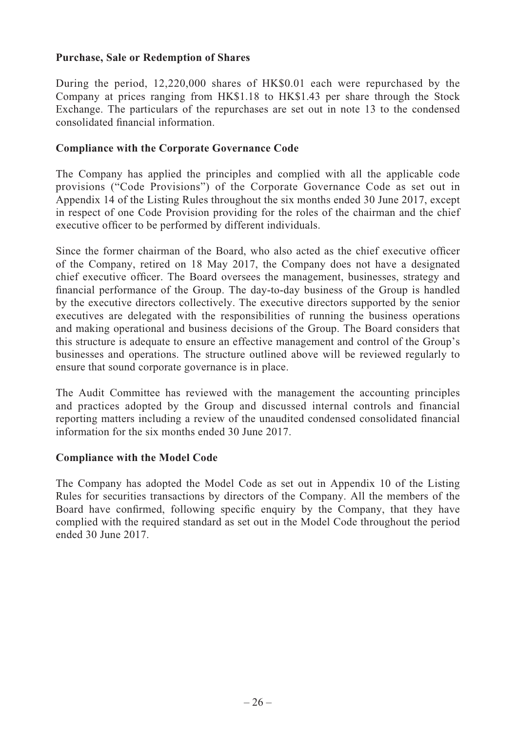**Purchase, Sale or Redemption of Shares**

During the period, 12,220,000 shares of HK$0.01 each were repurchased by the Company at prices ranging from HK$1.18 to HK$1.43 per share through the Stock Exchange. The particulars of the repurchases are set out in note 13 to the condensed consolidated financial information.

**Compliance with the Corporate Governance Code**

The Company has applied the principles and complied with all the applicable code provisions ("Code Provisions") of the Corporate Governance Code as set out in Appendix 14 of the Listing Rules throughout the six months ended 30 June 2017, except in respect of one Code Provision providing for the roles of the chairman and the chief executive officer to be performed by different individuals.

Since the former chairman of the Board, who also acted as the chief executive officer of the Company, retired on 18 May 2017, the Company does not have a designated chief executive officer. The Board oversees the management, businesses, strategy and financial performance of the Group. The day-to-day business of the Group is handled by the executive directors collectively. The executive directors supported by the senior executives are delegated with the responsibilities of running the business operations and making operational and business decisions of the Group. The Board considers that this structure is adequate to ensure an effective management and control of the Group's businesses and operations. The structure outlined above will be reviewed regularly to ensure that sound corporate governance is in place.

The Audit Committee has reviewed with the management the accounting principles and practices adopted by the Group and discussed internal controls and financial reporting matters including a review of the unaudited condensed consolidated financial information for the six months ended 30 June 2017.

**Compliance with the Model Code**

The Company has adopted the Model Code as set out in Appendix 10 of the Listing Rules for securities transactions by directors of the Company. All the members of the Board have confirmed, following specific enquiry by the Company, that they have complied with the required standard as set out in the Model Code throughout the period ended 30 June 2017.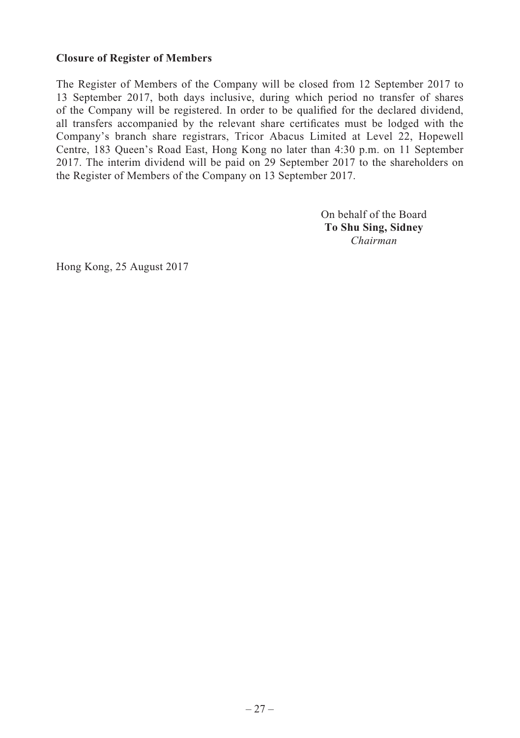**Closure of Register of Members**

The Register of Members of the Company will be closed from 12 September 2017 to 13 September 2017, both days inclusive, during which period no transfer of shares of the Company will be registered. In order to be qualified for the declared dividend, all transfers accompanied by the relevant share certificates must be lodged with the Company's branch share registrars, Tricor Abacus Limited at Level 22, Hopewell Centre, 183 Queen's Road East, Hong Kong no later than 4:30 p.m. on 11 September 2017. The interim dividend will be paid on 29 September 2017 to the shareholders on the Register of Members of the Company on 13 September 2017.

On behalf of the Board
**To Shu Sing, Sidney**
*Chairman*

Hong Kong, 25 August 2017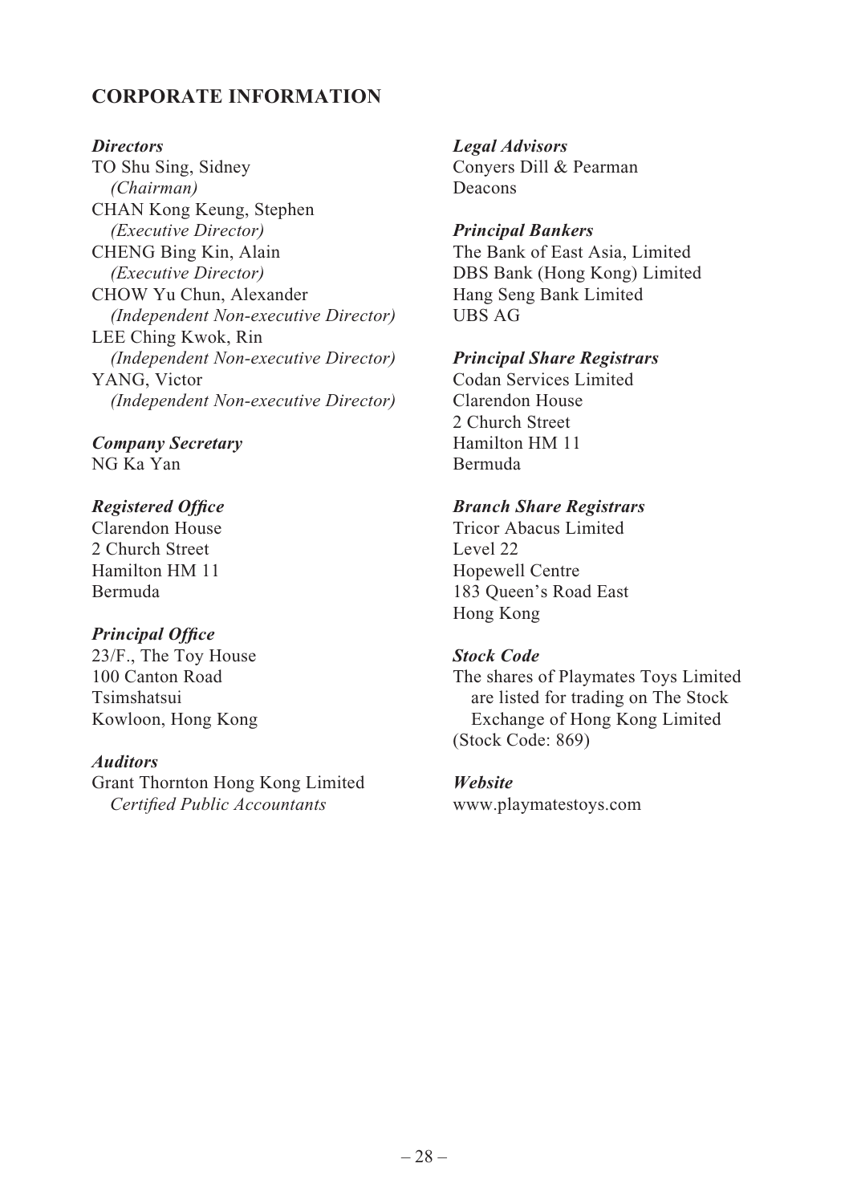## CORPORATE INFORMATION

***Directors***

TO Shu Sing, Sidney
*(Chairman)*
CHAN Kong Keung, Stephen
*(Executive Director)*
CHENG Bing Kin, Alain
*(Executive Director)*
CHOW Yu Chun, Alexander
*(Independent Non-executive Director)*
LEE Ching Kwok, Rin
*(Independent Non-executive Director)*
YANG, Victor
*(Independent Non-executive Director)*

***Company Secretary***

NG Ka Yan

***Registered Office***

Clarendon House
2 Church Street
Hamilton HM 11
Bermuda

***Principal Office***

23/F., The Toy House
100 Canton Road
Tsimshatsui
Kowloon, Hong Kong

***Auditors***

Grant Thornton Hong Kong Limited
*Certified Public Accountants*

***Legal Advisors***

Conyers Dill & Pearman
Deacons

***Principal Bankers***

The Bank of East Asia, Limited
DBS Bank (Hong Kong) Limited
Hang Seng Bank Limited
UBS AG

***Principal Share Registrars***

Codan Services Limited
Clarendon House
2 Church Street
Hamilton HM 11
Bermuda

***Branch Share Registrars***

Tricor Abacus Limited
Level 22
Hopewell Centre
183 Queen's Road East
Hong Kong

***Stock Code***

The shares of Playmates Toys Limited are listed for trading on The Stock Exchange of Hong Kong Limited
(Stock Code: 869)

***Website***

www.playmatestoys.com